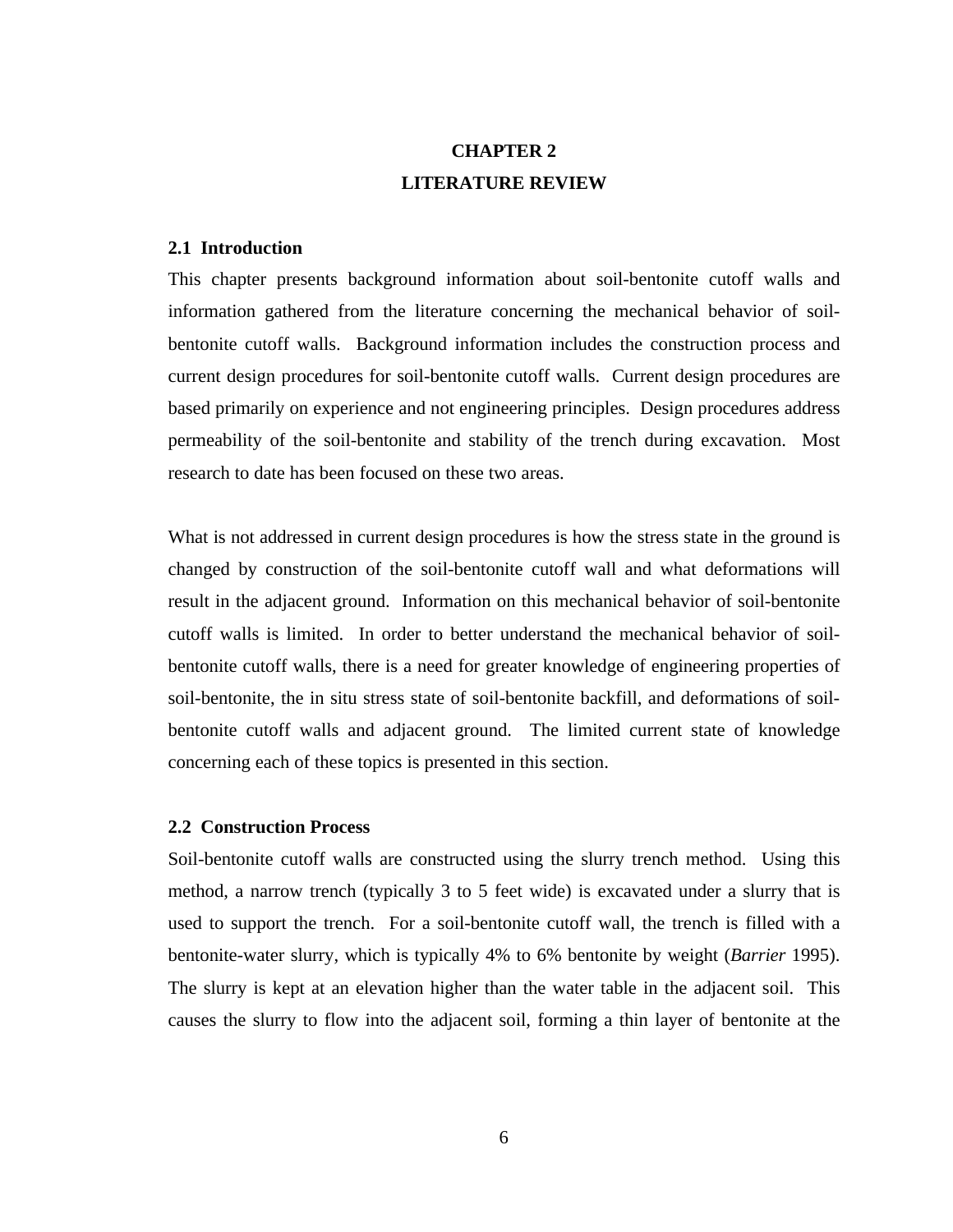# CHAPTER 2
# LITERATURE REVIEW

## 2.1 Introduction

This chapter presents background information about soil-bentonite cutoff walls and information gathered from the literature concerning the mechanical behavior of soil-bentonite cutoff walls. Background information includes the construction process and current design procedures for soil-bentonite cutoff walls. Current design procedures are based primarily on experience and not engineering principles. Design procedures address permeability of the soil-bentonite and stability of the trench during excavation. Most research to date has been focused on these two areas.

What is not addressed in current design procedures is how the stress state in the ground is changed by construction of the soil-bentonite cutoff wall and what deformations will result in the adjacent ground. Information on this mechanical behavior of soil-bentonite cutoff walls is limited. In order to better understand the mechanical behavior of soil-bentonite cutoff walls, there is a need for greater knowledge of engineering properties of soil-bentonite, the in situ stress state of soil-bentonite backfill, and deformations of soil-bentonite cutoff walls and adjacent ground. The limited current state of knowledge concerning each of these topics is presented in this section.

## 2.2 Construction Process

Soil-bentonite cutoff walls are constructed using the slurry trench method. Using this method, a narrow trench (typically 3 to 5 feet wide) is excavated under a slurry that is used to support the trench. For a soil-bentonite cutoff wall, the trench is filled with a bentonite-water slurry, which is typically 4% to 6% bentonite by weight (*Barrier* 1995). The slurry is kept at an elevation higher than the water table in the adjacent soil. This causes the slurry to flow into the adjacent soil, forming a thin layer of bentonite at the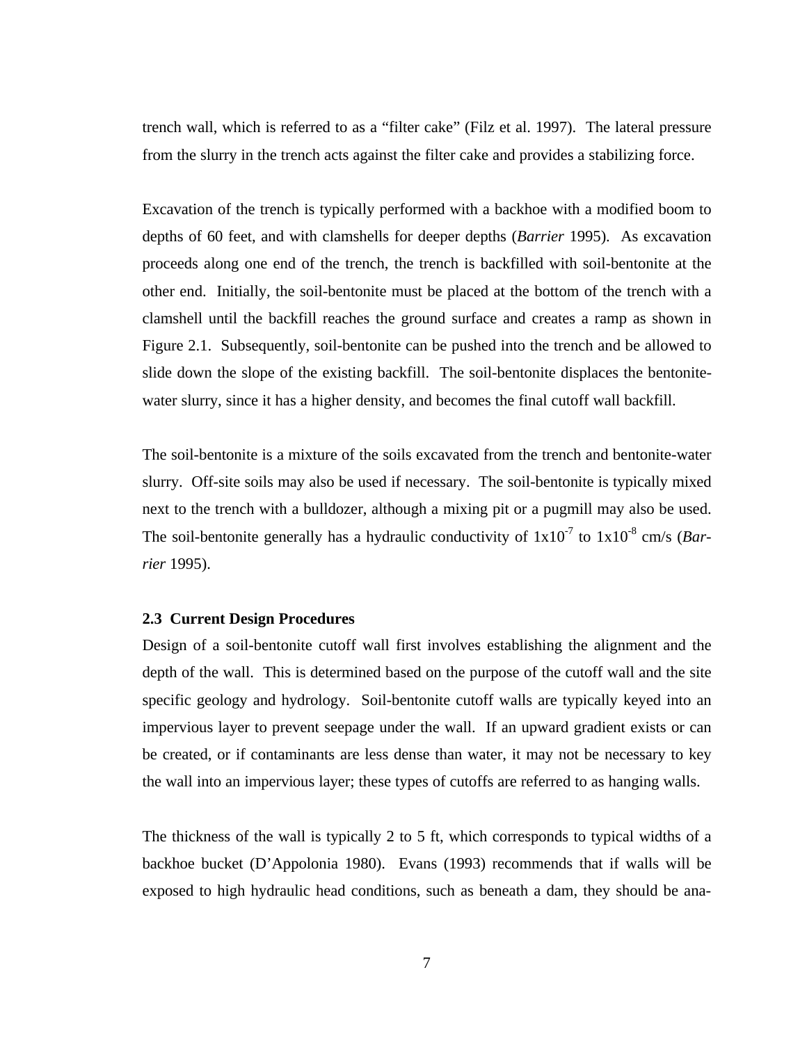trench wall, which is referred to as a "filter cake" (Filz et al. 1997). The lateral pressure from the slurry in the trench acts against the filter cake and provides a stabilizing force.

Excavation of the trench is typically performed with a backhoe with a modified boom to depths of 60 feet, and with clamshells for deeper depths (*Barrier* 1995). As excavation proceeds along one end of the trench, the trench is backfilled with soil-bentonite at the other end. Initially, the soil-bentonite must be placed at the bottom of the trench with a clamshell until the backfill reaches the ground surface and creates a ramp as shown in Figure 2.1. Subsequently, soil-bentonite can be pushed into the trench and be allowed to slide down the slope of the existing backfill. The soil-bentonite displaces the bentonite-water slurry, since it has a higher density, and becomes the final cutoff wall backfill.

The soil-bentonite is a mixture of the soils excavated from the trench and bentonite-water slurry. Off-site soils may also be used if necessary. The soil-bentonite is typically mixed next to the trench with a bulldozer, although a mixing pit or a pugmill may also be used. The soil-bentonite generally has a hydraulic conductivity of $1x10^{-7}$ to $1x10^{-8}$ cm/s (*Barrier* 1995).

### 2.3 Current Design Procedures

Design of a soil-bentonite cutoff wall first involves establishing the alignment and the depth of the wall. This is determined based on the purpose of the cutoff wall and the site specific geology and hydrology. Soil-bentonite cutoff walls are typically keyed into an impervious layer to prevent seepage under the wall. If an upward gradient exists or can be created, or if contaminants are less dense than water, it may not be necessary to key the wall into an impervious layer; these types of cutoffs are referred to as hanging walls.

The thickness of the wall is typically 2 to 5 ft, which corresponds to typical widths of a backhoe bucket (D'Appolonia 1980). Evans (1993) recommends that if walls will be exposed to high hydraulic head conditions, such as beneath a dam, they should be ana-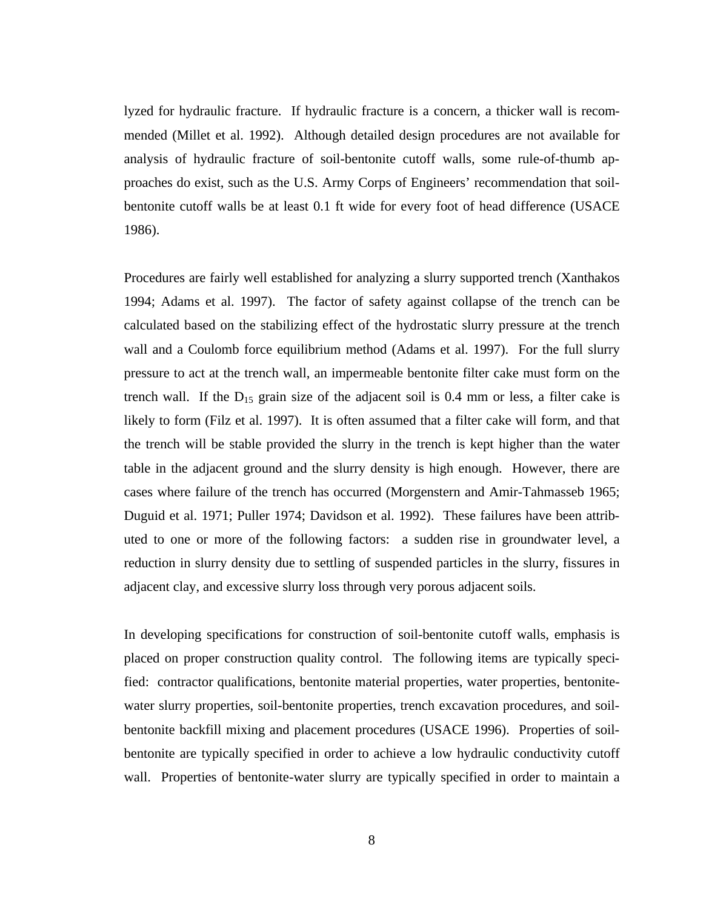lyzed for hydraulic fracture. If hydraulic fracture is a concern, a thicker wall is recommended (Millet et al. 1992). Although detailed design procedures are not available for analysis of hydraulic fracture of soil-bentonite cutoff walls, some rule-of-thumb approaches do exist, such as the U.S. Army Corps of Engineers' recommendation that soil-bentonite cutoff walls be at least 0.1 ft wide for every foot of head difference (USACE 1986).

Procedures are fairly well established for analyzing a slurry supported trench (Xanthakos 1994; Adams et al. 1997). The factor of safety against collapse of the trench can be calculated based on the stabilizing effect of the hydrostatic slurry pressure at the trench wall and a Coulomb force equilibrium method (Adams et al. 1997). For the full slurry pressure to act at the trench wall, an impermeable bentonite filter cake must form on the trench wall. If the $D_{15}$ grain size of the adjacent soil is 0.4 mm or less, a filter cake is likely to form (Filz et al. 1997). It is often assumed that a filter cake will form, and that the trench will be stable provided the slurry in the trench is kept higher than the water table in the adjacent ground and the slurry density is high enough. However, there are cases where failure of the trench has occurred (Morgenstern and Amir-Tahmasseb 1965; Duguid et al. 1971; Puller 1974; Davidson et al. 1992). These failures have been attributed to one or more of the following factors: a sudden rise in groundwater level, a reduction in slurry density due to settling of suspended particles in the slurry, fissures in adjacent clay, and excessive slurry loss through very porous adjacent soils.

In developing specifications for construction of soil-bentonite cutoff walls, emphasis is placed on proper construction quality control. The following items are typically specified: contractor qualifications, bentonite material properties, water properties, bentonite-water slurry properties, soil-bentonite properties, trench excavation procedures, and soil-bentonite backfill mixing and placement procedures (USACE 1996). Properties of soil-bentonite are typically specified in order to achieve a low hydraulic conductivity cutoff wall. Properties of bentonite-water slurry are typically specified in order to maintain a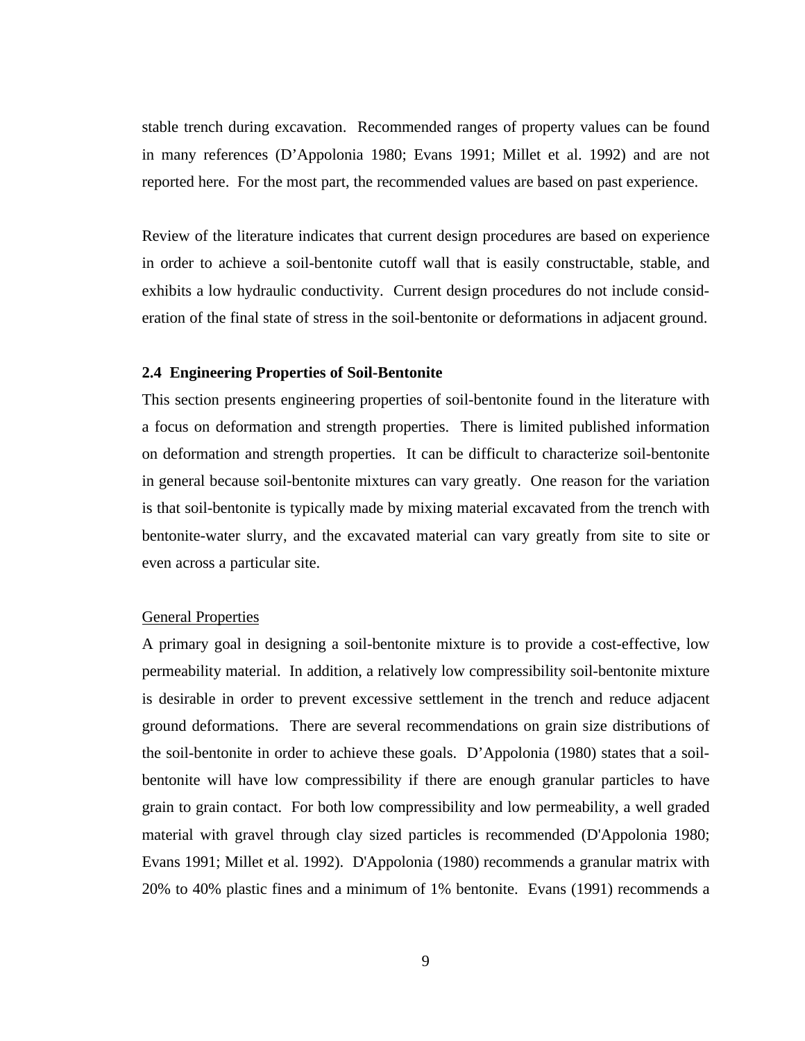stable trench during excavation. Recommended ranges of property values can be found in many references (D'Appolonia 1980; Evans 1991; Millet et al. 1992) and are not reported here. For the most part, the recommended values are based on past experience.

Review of the literature indicates that current design procedures are based on experience in order to achieve a soil-bentonite cutoff wall that is easily constructable, stable, and exhibits a low hydraulic conductivity. Current design procedures do not include consideration of the final state of stress in the soil-bentonite or deformations in adjacent ground.

### 2.4 Engineering Properties of Soil-Bentonite

This section presents engineering properties of soil-bentonite found in the literature with a focus on deformation and strength properties. There is limited published information on deformation and strength properties. It can be difficult to characterize soil-bentonite in general because soil-bentonite mixtures can vary greatly. One reason for the variation is that soil-bentonite is typically made by mixing material excavated from the trench with bentonite-water slurry, and the excavated material can vary greatly from site to site or even across a particular site.

<u>General Properties</u>

A primary goal in designing a soil-bentonite mixture is to provide a cost-effective, low permeability material. In addition, a relatively low compressibility soil-bentonite mixture is desirable in order to prevent excessive settlement in the trench and reduce adjacent ground deformations. There are several recommendations on grain size distributions of the soil-bentonite in order to achieve these goals. D'Appolonia (1980) states that a soil-bentonite will have low compressibility if there are enough granular particles to have grain to grain contact. For both low compressibility and low permeability, a well graded material with gravel through clay sized particles is recommended (D'Appolonia 1980; Evans 1991; Millet et al. 1992). D'Appolonia (1980) recommends a granular matrix with 20% to 40% plastic fines and a minimum of 1% bentonite. Evans (1991) recommends a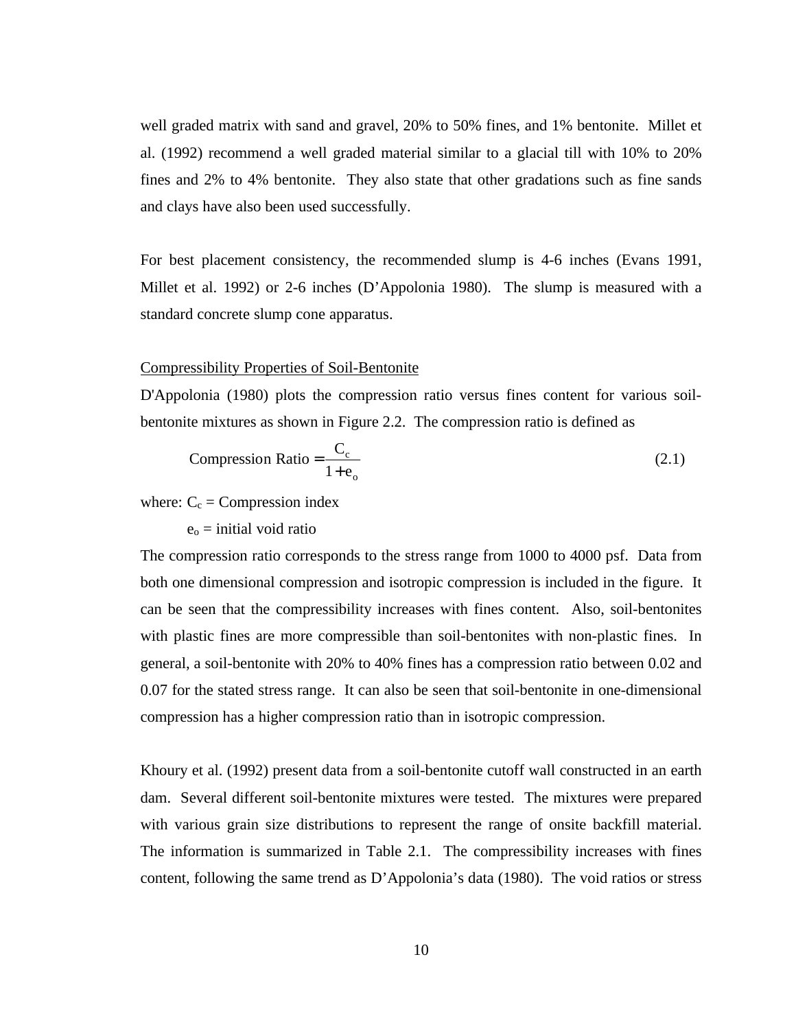well graded matrix with sand and gravel, 20% to 50% fines, and 1% bentonite. Millet et al. (1992) recommend a well graded material similar to a glacial till with 10% to 20% fines and 2% to 4% bentonite. They also state that other gradations such as fine sands and clays have also been used successfully.

For best placement consistency, the recommended slump is 4-6 inches (Evans 1991, Millet et al. 1992) or 2-6 inches (D'Appolonia 1980). The slump is measured with a standard concrete slump cone apparatus.

<u>Compressibility Properties of Soil-Bentonite</u>

D'Appolonia (1980) plots the compression ratio versus fines content for various soil-bentonite mixtures as shown in Figure 2.2. The compression ratio is defined as

$$\text{Compression Ratio} = \frac{C_c}{1+e_o} \tag{2.1}$$

where: $C_c$ = Compression index

$e_o$ = initial void ratio

The compression ratio corresponds to the stress range from 1000 to 4000 psf. Data from both one dimensional compression and isotropic compression is included in the figure. It can be seen that the compressibility increases with fines content. Also, soil-bentonites with plastic fines are more compressible than soil-bentonites with non-plastic fines. In general, a soil-bentonite with 20% to 40% fines has a compression ratio between 0.02 and 0.07 for the stated stress range. It can also be seen that soil-bentonite in one-dimensional compression has a higher compression ratio than in isotropic compression.

Khoury et al. (1992) present data from a soil-bentonite cutoff wall constructed in an earth dam. Several different soil-bentonite mixtures were tested. The mixtures were prepared with various grain size distributions to represent the range of onsite backfill material. The information is summarized in Table 2.1. The compressibility increases with fines content, following the same trend as D'Appolonia's data (1980). The void ratios or stress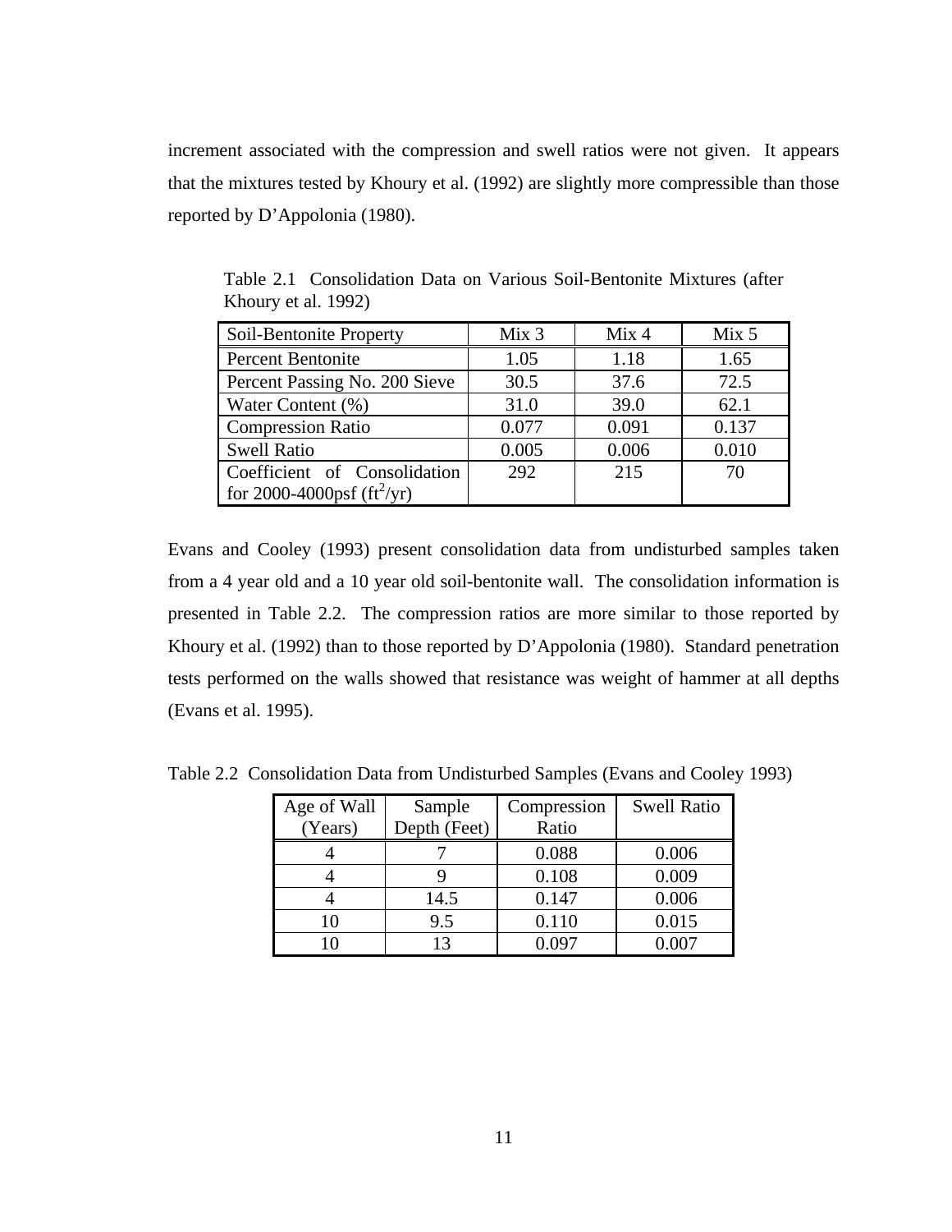increment associated with the compression and swell ratios were not given. It appears that the mixtures tested by Khoury et al. (1992) are slightly more compressible than those reported by D'Appolonia (1980).

Table 2.1 Consolidation Data on Various Soil-Bentonite Mixtures (after Khoury et al. 1992)

| Soil-Bentonite Property | Mix 3 | Mix 4 | Mix 5 |
|---|---|---|---|
| Percent Bentonite | 1.05 | 1.18 | 1.65 |
| Percent Passing No. 200 Sieve | 30.5 | 37.6 | 72.5 |
| Water Content (%) | 31.0 | 39.0 | 62.1 |
| Compression Ratio | 0.077 | 0.091 | 0.137 |
| Swell Ratio | 0.005 | 0.006 | 0.010 |
| Coefficient of Consolidation for 2000-4000psf ($ft^2$/yr) | 292 | 215 | 70 |

Evans and Cooley (1993) present consolidation data from undisturbed samples taken from a 4 year old and a 10 year old soil-bentonite wall. The consolidation information is presented in Table 2.2. The compression ratios are more similar to those reported by Khoury et al. (1992) than to those reported by D'Appolonia (1980). Standard penetration tests performed on the walls showed that resistance was weight of hammer at all depths (Evans et al. 1995).

Table 2.2 Consolidation Data from Undisturbed Samples (Evans and Cooley 1993)

| Age of Wall (Years) | Sample Depth (Feet) | Compression Ratio | Swell Ratio |
|---|---|---|---|
| 4 | 7 | 0.088 | 0.006 |
| 4 | 9 | 0.108 | 0.009 |
| 4 | 14.5 | 0.147 | 0.006 |
| 10 | 9.5 | 0.110 | 0.015 |
| 10 | 13 | 0.097 | 0.007 |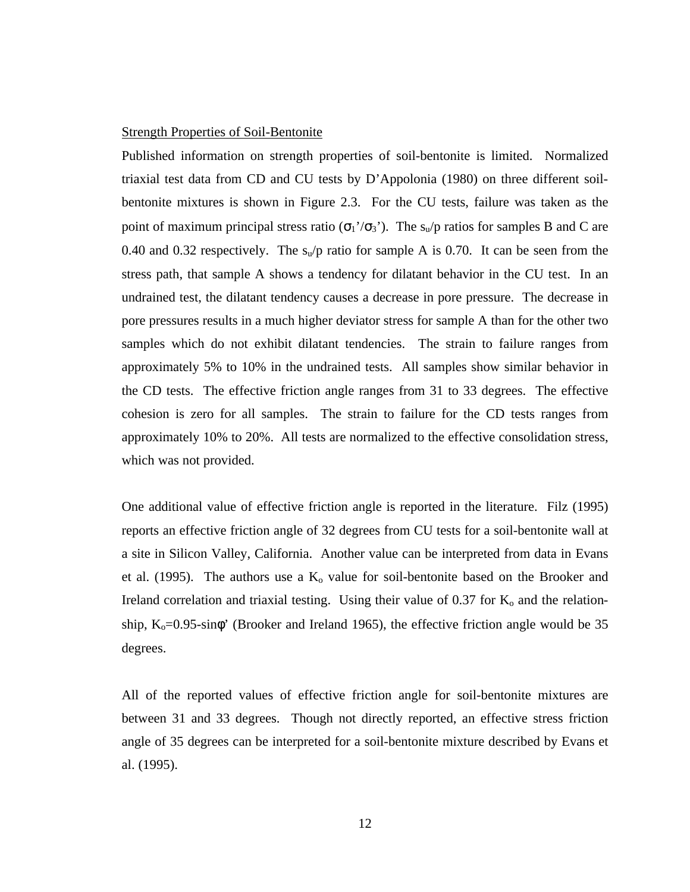<u>Strength Properties of Soil-Bentonite</u>

Published information on strength properties of soil-bentonite is limited. Normalized triaxial test data from CD and CU tests by D'Appolonia (1980) on three different soil-bentonite mixtures is shown in Figure 2.3. For the CU tests, failure was taken as the point of maximum principal stress ratio ($\sigma_1'/\sigma_3'$). The $s_u/p$ ratios for samples B and C are 0.40 and 0.32 respectively. The $s_u/p$ ratio for sample A is 0.70. It can be seen from the stress path, that sample A shows a tendency for dilatant behavior in the CU test. In an undrained test, the dilatant tendency causes a decrease in pore pressure. The decrease in pore pressures results in a much higher deviator stress for sample A than for the other two samples which do not exhibit dilatant tendencies. The strain to failure ranges from approximately 5% to 10% in the undrained tests. All samples show similar behavior in the CD tests. The effective friction angle ranges from 31 to 33 degrees. The effective cohesion is zero for all samples. The strain to failure for the CD tests ranges from approximately 10% to 20%. All tests are normalized to the effective consolidation stress, which was not provided.

One additional value of effective friction angle is reported in the literature. Filz (1995) reports an effective friction angle of 32 degrees from CU tests for a soil-bentonite wall at a site in Silicon Valley, California. Another value can be interpreted from data in Evans et al. (1995). The authors use a $K_o$ value for soil-bentonite based on the Brooker and Ireland correlation and triaxial testing. Using their value of 0.37 for $K_o$ and the relationship, $K_o = 0.95 - \sin\phi'$ (Brooker and Ireland 1965), the effective friction angle would be 35 degrees.

All of the reported values of effective friction angle for soil-bentonite mixtures are between 31 and 33 degrees. Though not directly reported, an effective stress friction angle of 35 degrees can be interpreted for a soil-bentonite mixture described by Evans et al. (1995).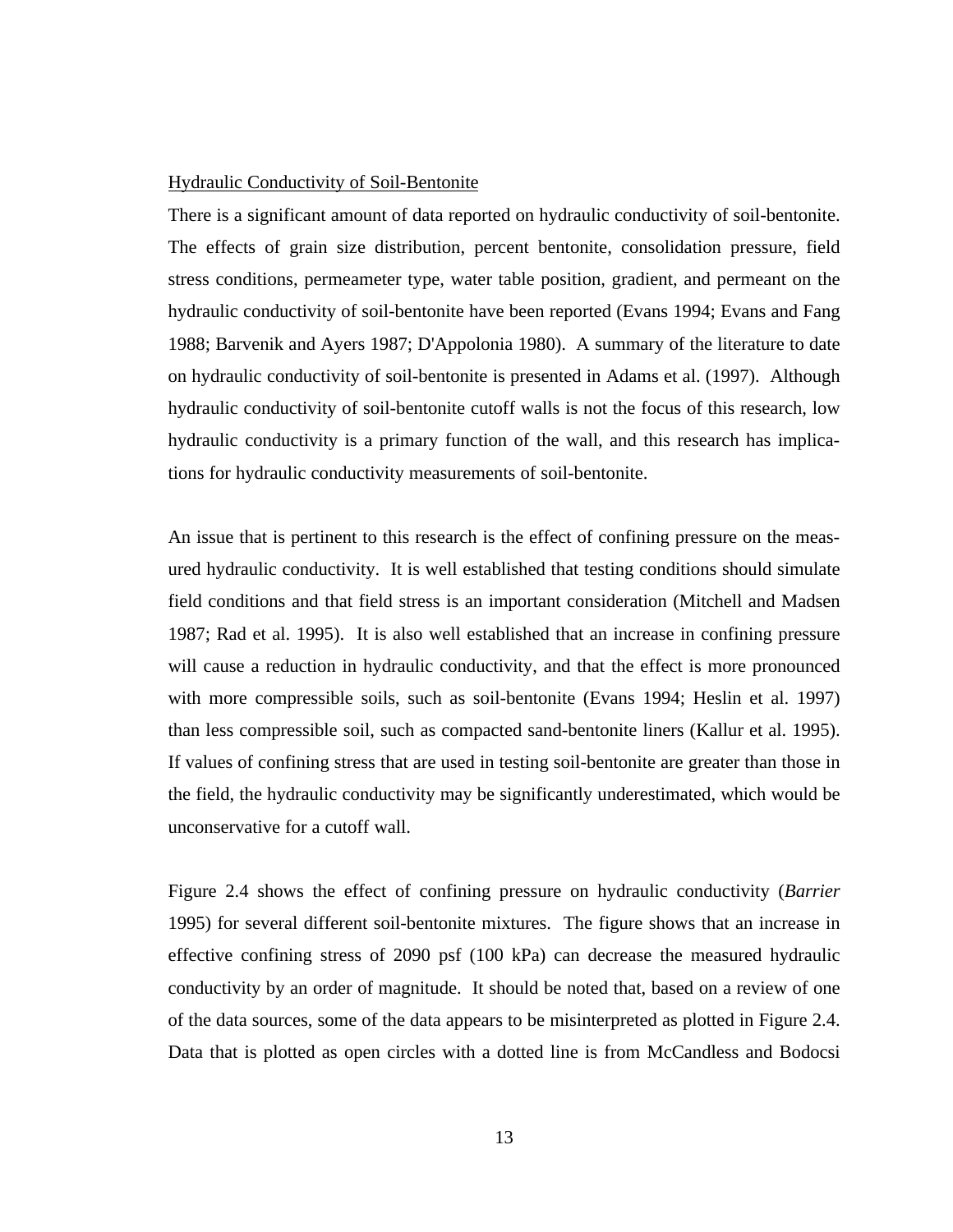Hydraulic Conductivity of Soil-Bentonite

There is a significant amount of data reported on hydraulic conductivity of soil-bentonite. The effects of grain size distribution, percent bentonite, consolidation pressure, field stress conditions, permeameter type, water table position, gradient, and permeant on the hydraulic conductivity of soil-bentonite have been reported (Evans 1994; Evans and Fang 1988; Barvenik and Ayers 1987; D'Appolonia 1980). A summary of the literature to date on hydraulic conductivity of soil-bentonite is presented in Adams et al. (1997). Although hydraulic conductivity of soil-bentonite cutoff walls is not the focus of this research, low hydraulic conductivity is a primary function of the wall, and this research has implications for hydraulic conductivity measurements of soil-bentonite.

An issue that is pertinent to this research is the effect of confining pressure on the measured hydraulic conductivity. It is well established that testing conditions should simulate field conditions and that field stress is an important consideration (Mitchell and Madsen 1987; Rad et al. 1995). It is also well established that an increase in confining pressure will cause a reduction in hydraulic conductivity, and that the effect is more pronounced with more compressible soils, such as soil-bentonite (Evans 1994; Heslin et al. 1997) than less compressible soil, such as compacted sand-bentonite liners (Kallur et al. 1995). If values of confining stress that are used in testing soil-bentonite are greater than those in the field, the hydraulic conductivity may be significantly underestimated, which would be unconservative for a cutoff wall.

Figure 2.4 shows the effect of confining pressure on hydraulic conductivity (*Barrier* 1995) for several different soil-bentonite mixtures. The figure shows that an increase in effective confining stress of 2090 psf (100 kPa) can decrease the measured hydraulic conductivity by an order of magnitude. It should be noted that, based on a review of one of the data sources, some of the data appears to be misinterpreted as plotted in Figure 2.4. Data that is plotted as open circles with a dotted line is from McCandless and Bodocsi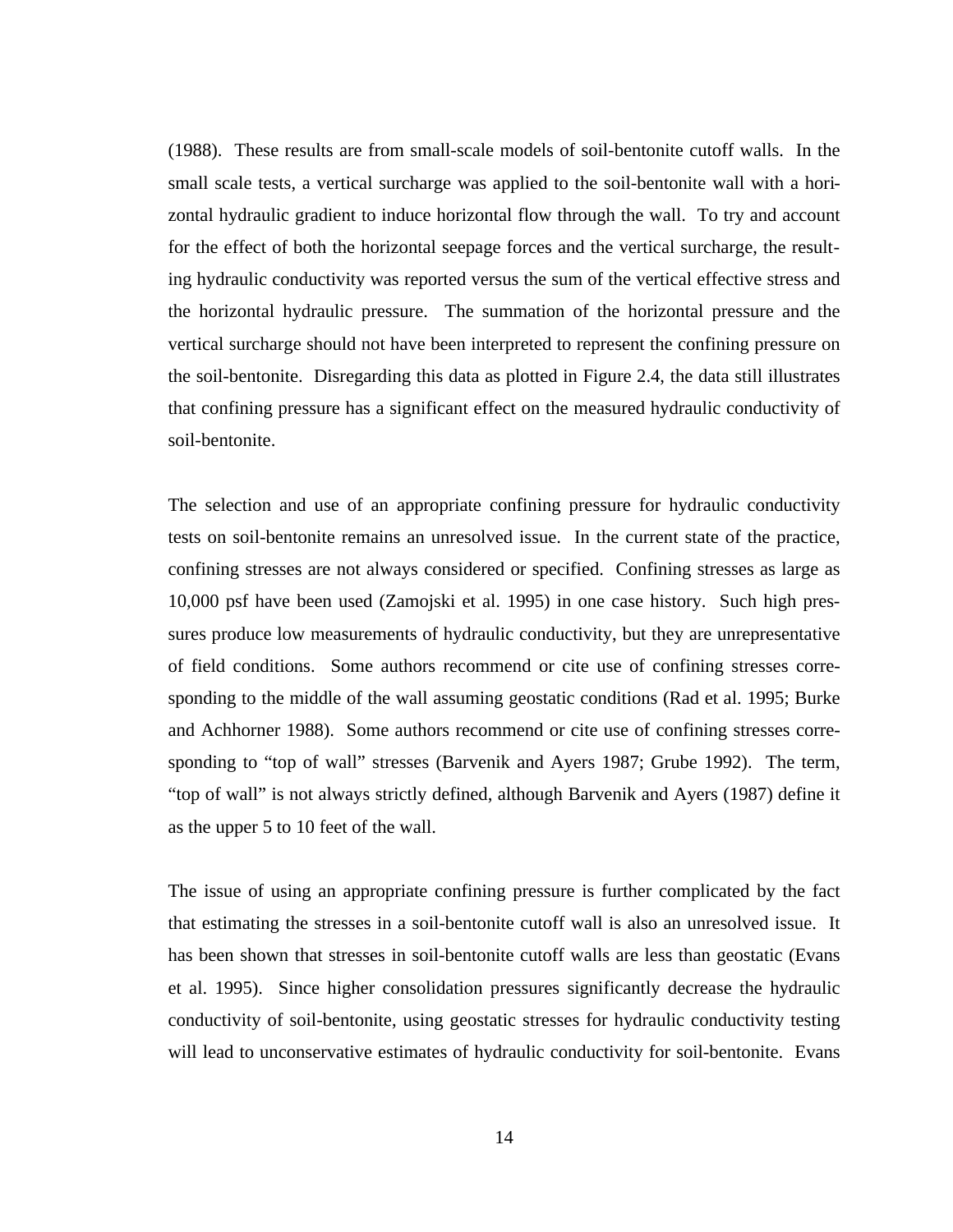(1988). These results are from small-scale models of soil-bentonite cutoff walls. In the small scale tests, a vertical surcharge was applied to the soil-bentonite wall with a horizontal hydraulic gradient to induce horizontal flow through the wall. To try and account for the effect of both the horizontal seepage forces and the vertical surcharge, the resulting hydraulic conductivity was reported versus the sum of the vertical effective stress and the horizontal hydraulic pressure. The summation of the horizontal pressure and the vertical surcharge should not have been interpreted to represent the confining pressure on the soil-bentonite. Disregarding this data as plotted in Figure 2.4, the data still illustrates that confining pressure has a significant effect on the measured hydraulic conductivity of soil-bentonite.

The selection and use of an appropriate confining pressure for hydraulic conductivity tests on soil-bentonite remains an unresolved issue. In the current state of the practice, confining stresses are not always considered or specified. Confining stresses as large as 10,000 psf have been used (Zamojski et al. 1995) in one case history. Such high pressures produce low measurements of hydraulic conductivity, but they are unrepresentative of field conditions. Some authors recommend or cite use of confining stresses corresponding to the middle of the wall assuming geostatic conditions (Rad et al. 1995; Burke and Achhorner 1988). Some authors recommend or cite use of confining stresses corresponding to "top of wall" stresses (Barvenik and Ayers 1987; Grube 1992). The term, "top of wall" is not always strictly defined, although Barvenik and Ayers (1987) define it as the upper 5 to 10 feet of the wall.

The issue of using an appropriate confining pressure is further complicated by the fact that estimating the stresses in a soil-bentonite cutoff wall is also an unresolved issue. It has been shown that stresses in soil-bentonite cutoff walls are less than geostatic (Evans et al. 1995). Since higher consolidation pressures significantly decrease the hydraulic conductivity of soil-bentonite, using geostatic stresses for hydraulic conductivity testing will lead to unconservative estimates of hydraulic conductivity for soil-bentonite. Evans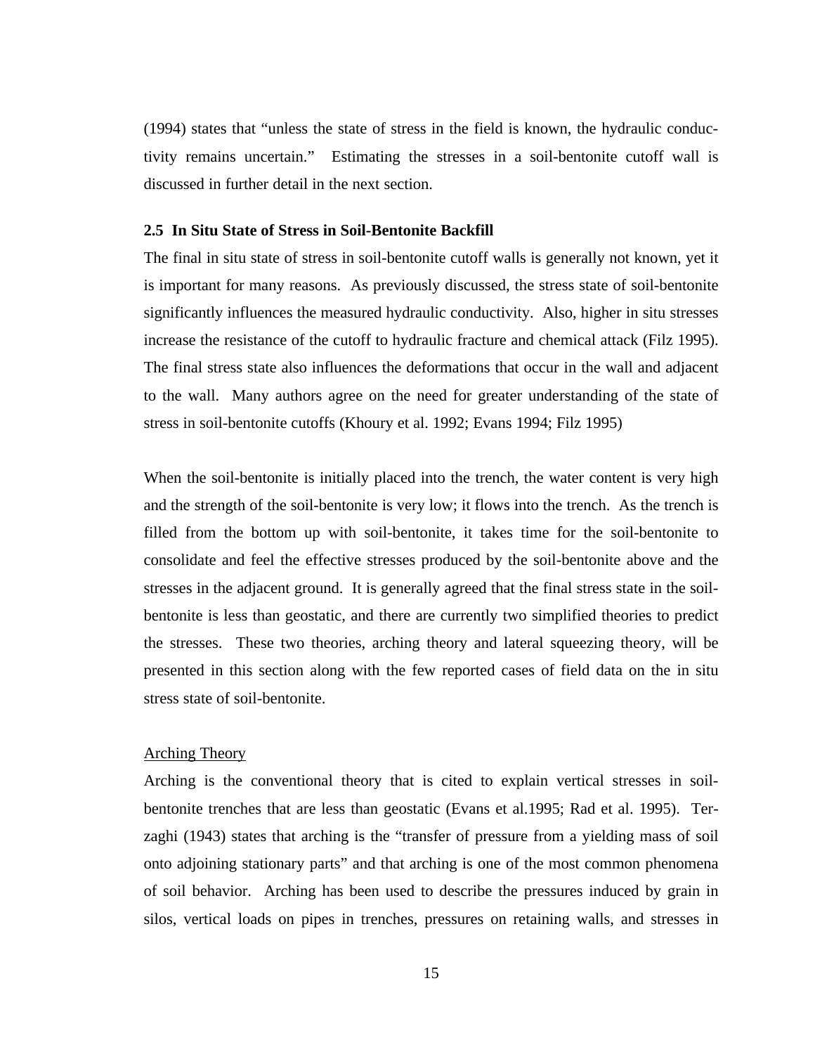(1994) states that "unless the state of stress in the field is known, the hydraulic conductivity remains uncertain." Estimating the stresses in a soil-bentonite cutoff wall is discussed in further detail in the next section.

### 2.5 In Situ State of Stress in Soil-Bentonite Backfill

The final in situ state of stress in soil-bentonite cutoff walls is generally not known, yet it is important for many reasons. As previously discussed, the stress state of soil-bentonite significantly influences the measured hydraulic conductivity. Also, higher in situ stresses increase the resistance of the cutoff to hydraulic fracture and chemical attack (Filz 1995). The final stress state also influences the deformations that occur in the wall and adjacent to the wall. Many authors agree on the need for greater understanding of the state of stress in soil-bentonite cutoffs (Khoury et al. 1992; Evans 1994; Filz 1995)

When the soil-bentonite is initially placed into the trench, the water content is very high and the strength of the soil-bentonite is very low; it flows into the trench. As the trench is filled from the bottom up with soil-bentonite, it takes time for the soil-bentonite to consolidate and feel the effective stresses produced by the soil-bentonite above and the stresses in the adjacent ground. It is generally agreed that the final stress state in the soil-bentonite is less than geostatic, and there are currently two simplified theories to predict the stresses. These two theories, arching theory and lateral squeezing theory, will be presented in this section along with the few reported cases of field data on the in situ stress state of soil-bentonite.

<u>Arching Theory</u>

Arching is the conventional theory that is cited to explain vertical stresses in soil-bentonite trenches that are less than geostatic (Evans et al.1995; Rad et al. 1995). Terzaghi (1943) states that arching is the "transfer of pressure from a yielding mass of soil onto adjoining stationary parts" and that arching is one of the most common phenomena of soil behavior. Arching has been used to describe the pressures induced by grain in silos, vertical loads on pipes in trenches, pressures on retaining walls, and stresses in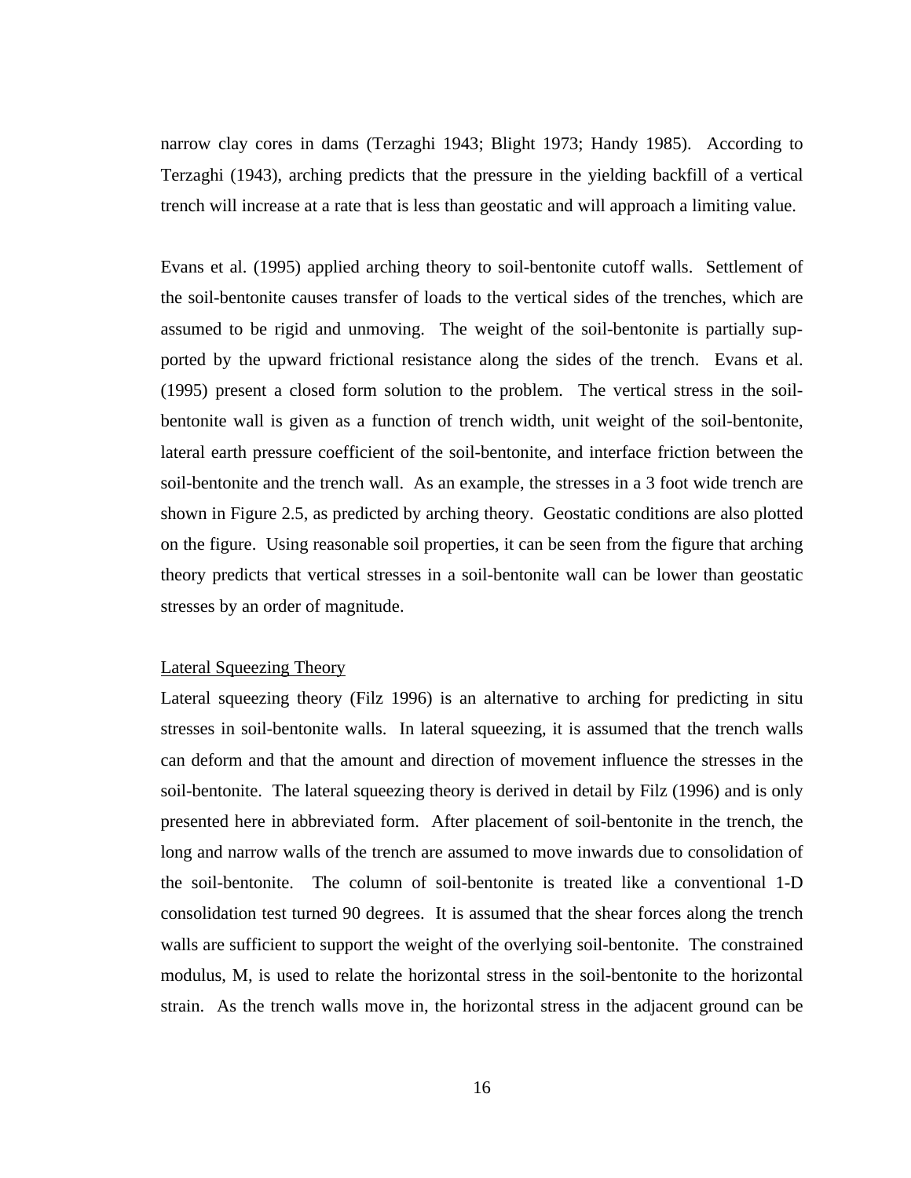narrow clay cores in dams (Terzaghi 1943; Blight 1973; Handy 1985). According to Terzaghi (1943), arching predicts that the pressure in the yielding backfill of a vertical trench will increase at a rate that is less than geostatic and will approach a limiting value.

Evans et al. (1995) applied arching theory to soil-bentonite cutoff walls. Settlement of the soil-bentonite causes transfer of loads to the vertical sides of the trenches, which are assumed to be rigid and unmoving. The weight of the soil-bentonite is partially supported by the upward frictional resistance along the sides of the trench. Evans et al. (1995) present a closed form solution to the problem. The vertical stress in the soil-bentonite wall is given as a function of trench width, unit weight of the soil-bentonite, lateral earth pressure coefficient of the soil-bentonite, and interface friction between the soil-bentonite and the trench wall. As an example, the stresses in a 3 foot wide trench are shown in Figure 2.5, as predicted by arching theory. Geostatic conditions are also plotted on the figure. Using reasonable soil properties, it can be seen from the figure that arching theory predicts that vertical stresses in a soil-bentonite wall can be lower than geostatic stresses by an order of magnitude.

### Lateral Squeezing Theory

Lateral squeezing theory (Filz 1996) is an alternative to arching for predicting in situ stresses in soil-bentonite walls. In lateral squeezing, it is assumed that the trench walls can deform and that the amount and direction of movement influence the stresses in the soil-bentonite. The lateral squeezing theory is derived in detail by Filz (1996) and is only presented here in abbreviated form. After placement of soil-bentonite in the trench, the long and narrow walls of the trench are assumed to move inwards due to consolidation of the soil-bentonite. The column of soil-bentonite is treated like a conventional 1-D consolidation test turned 90 degrees. It is assumed that the shear forces along the trench walls are sufficient to support the weight of the overlying soil-bentonite. The constrained modulus, M, is used to relate the horizontal stress in the soil-bentonite to the horizontal strain. As the trench walls move in, the horizontal stress in the adjacent ground can be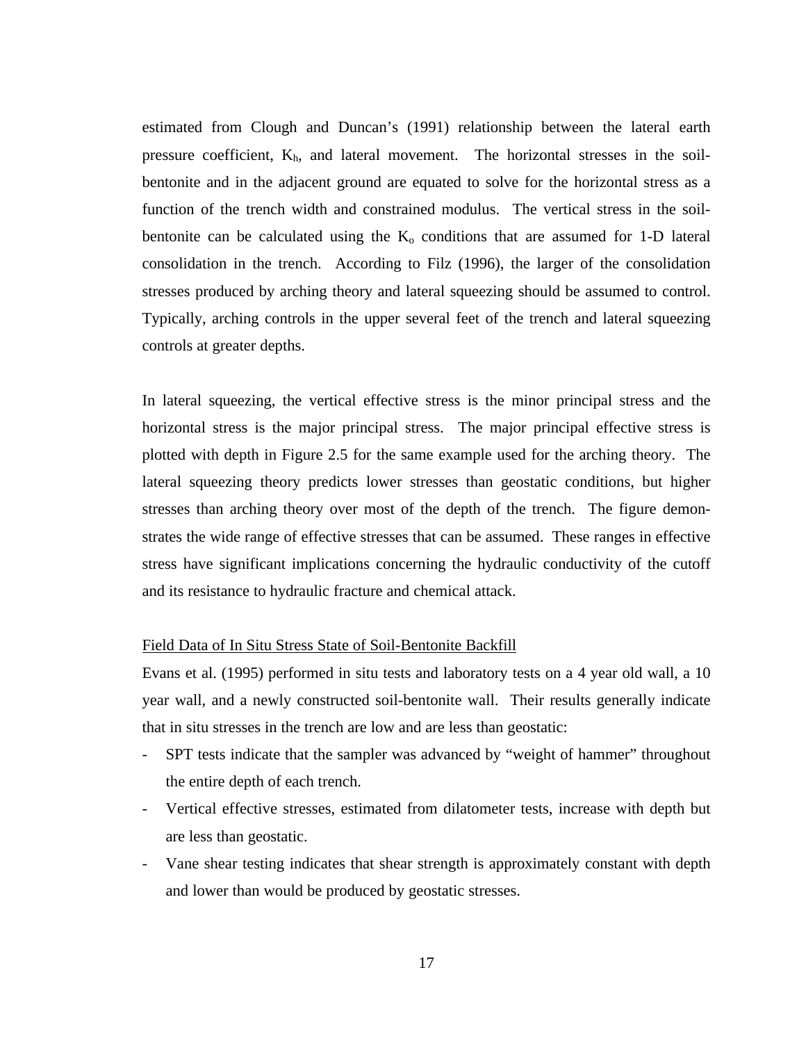estimated from Clough and Duncan's (1991) relationship between the lateral earth pressure coefficient, $K_h$, and lateral movement. The horizontal stresses in the soil-bentonite and in the adjacent ground are equated to solve for the horizontal stress as a function of the trench width and constrained modulus. The vertical stress in the soil-bentonite can be calculated using the $K_o$ conditions that are assumed for 1-D lateral consolidation in the trench. According to Filz (1996), the larger of the consolidation stresses produced by arching theory and lateral squeezing should be assumed to control. Typically, arching controls in the upper several feet of the trench and lateral squeezing controls at greater depths.

In lateral squeezing, the vertical effective stress is the minor principal stress and the horizontal stress is the major principal stress. The major principal effective stress is plotted with depth in Figure 2.5 for the same example used for the arching theory. The lateral squeezing theory predicts lower stresses than geostatic conditions, but higher stresses than arching theory over most of the depth of the trench. The figure demonstrates the wide range of effective stresses that can be assumed. These ranges in effective stress have significant implications concerning the hydraulic conductivity of the cutoff and its resistance to hydraulic fracture and chemical attack.

### Field Data of In Situ Stress State of Soil-Bentonite Backfill

Evans et al. (1995) performed in situ tests and laboratory tests on a 4 year old wall, a 10 year wall, and a newly constructed soil-bentonite wall. Their results generally indicate that in situ stresses in the trench are low and are less than geostatic:

- SPT tests indicate that the sampler was advanced by "weight of hammer" throughout the entire depth of each trench.
- Vertical effective stresses, estimated from dilatometer tests, increase with depth but are less than geostatic.
- Vane shear testing indicates that shear strength is approximately constant with depth and lower than would be produced by geostatic stresses.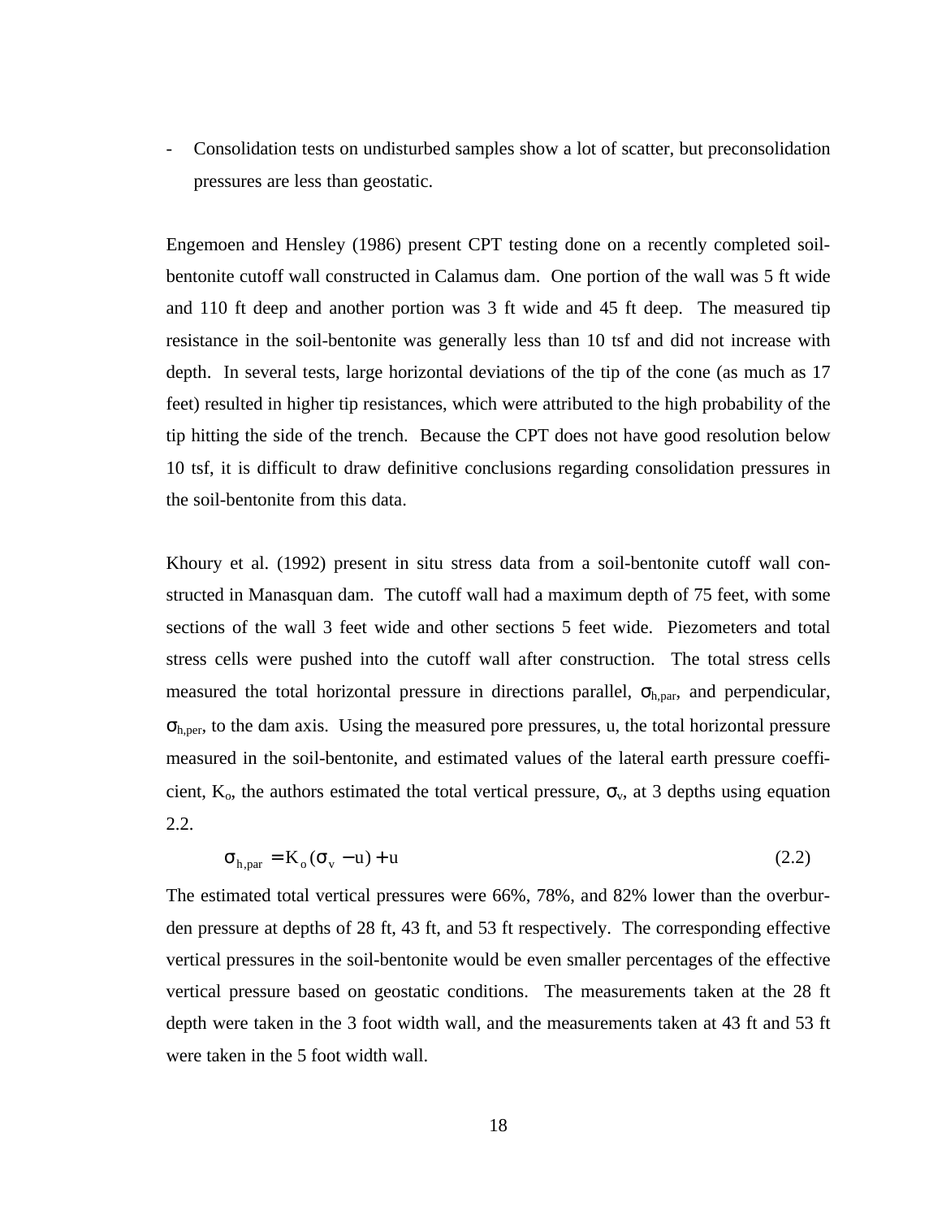- Consolidation tests on undisturbed samples show a lot of scatter, but preconsolidation pressures are less than geostatic.

Engemoen and Hensley (1986) present CPT testing done on a recently completed soil-bentonite cutoff wall constructed in Calamus dam. One portion of the wall was 5 ft wide and 110 ft deep and another portion was 3 ft wide and 45 ft deep. The measured tip resistance in the soil-bentonite was generally less than 10 tsf and did not increase with depth. In several tests, large horizontal deviations of the tip of the cone (as much as 17 feet) resulted in higher tip resistances, which were attributed to the high probability of the tip hitting the side of the trench. Because the CPT does not have good resolution below 10 tsf, it is difficult to draw definitive conclusions regarding consolidation pressures in the soil-bentonite from this data.

Khoury et al. (1992) present in situ stress data from a soil-bentonite cutoff wall constructed in Manasquan dam. The cutoff wall had a maximum depth of 75 feet, with some sections of the wall 3 feet wide and other sections 5 feet wide. Piezometers and total stress cells were pushed into the cutoff wall after construction. The total stress cells measured the total horizontal pressure in directions parallel, $\sigma_{h,par}$, and perpendicular, $\sigma_{h,per}$, to the dam axis. Using the measured pore pressures, u, the total horizontal pressure measured in the soil-bentonite, and estimated values of the lateral earth pressure coefficient, $K_o$, the authors estimated the total vertical pressure, $\sigma_v$, at 3 depths using equation 2.2.

$$\sigma_{h,par} = K_o(\sigma_v - u) + u \tag{2.2}$$

The estimated total vertical pressures were 66%, 78%, and 82% lower than the overburden pressure at depths of 28 ft, 43 ft, and 53 ft respectively. The corresponding effective vertical pressures in the soil-bentonite would be even smaller percentages of the effective vertical pressure based on geostatic conditions. The measurements taken at the 28 ft depth were taken in the 3 foot width wall, and the measurements taken at 43 ft and 53 ft were taken in the 5 foot width wall.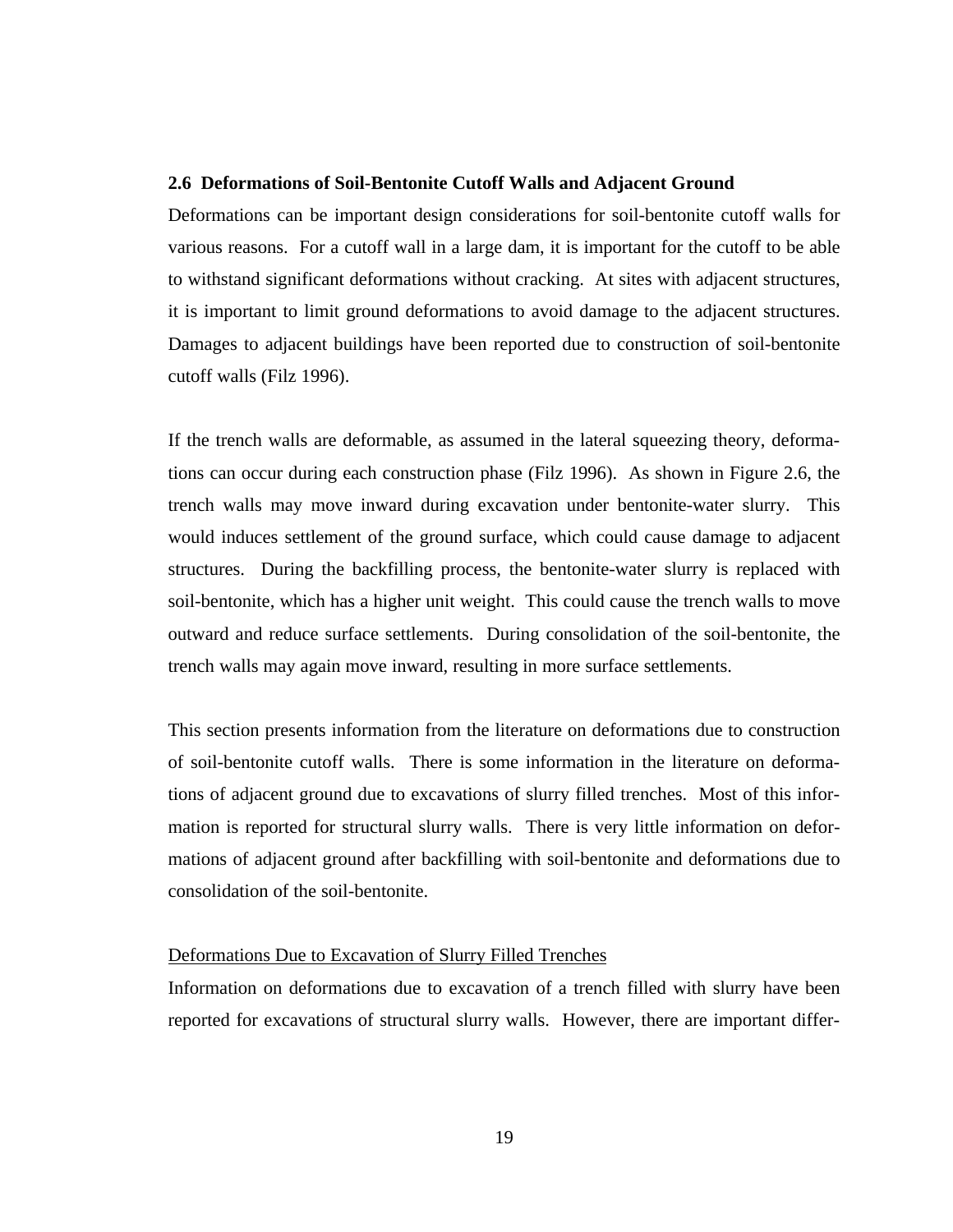## 2.6 Deformations of Soil-Bentonite Cutoff Walls and Adjacent Ground

Deformations can be important design considerations for soil-bentonite cutoff walls for various reasons. For a cutoff wall in a large dam, it is important for the cutoff to be able to withstand significant deformations without cracking. At sites with adjacent structures, it is important to limit ground deformations to avoid damage to the adjacent structures. Damages to adjacent buildings have been reported due to construction of soil-bentonite cutoff walls (Filz 1996).

If the trench walls are deformable, as assumed in the lateral squeezing theory, deformations can occur during each construction phase (Filz 1996). As shown in Figure 2.6, the trench walls may move inward during excavation under bentonite-water slurry. This would induces settlement of the ground surface, which could cause damage to adjacent structures. During the backfilling process, the bentonite-water slurry is replaced with soil-bentonite, which has a higher unit weight. This could cause the trench walls to move outward and reduce surface settlements. During consolidation of the soil-bentonite, the trench walls may again move inward, resulting in more surface settlements.

This section presents information from the literature on deformations due to construction of soil-bentonite cutoff walls. There is some information in the literature on deformations of adjacent ground due to excavations of slurry filled trenches. Most of this information is reported for structural slurry walls. There is very little information on deformations of adjacent ground after backfilling with soil-bentonite and deformations due to consolidation of the soil-bentonite.

<u>Deformations Due to Excavation of Slurry Filled Trenches</u>

Information on deformations due to excavation of a trench filled with slurry have been reported for excavations of structural slurry walls. However, there are important differ-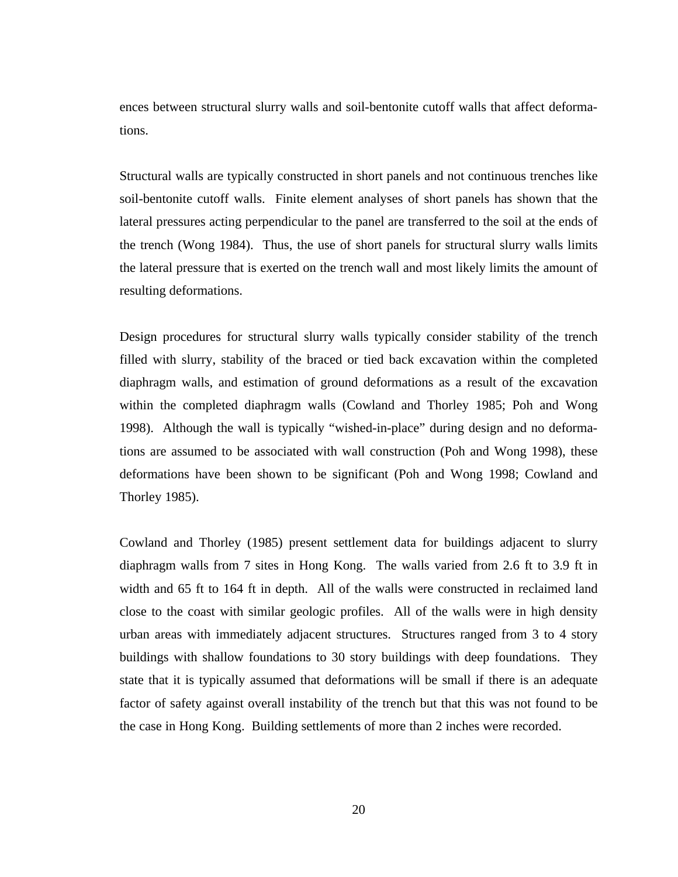ences between structural slurry walls and soil-bentonite cutoff walls that affect deformations.

Structural walls are typically constructed in short panels and not continuous trenches like soil-bentonite cutoff walls. Finite element analyses of short panels has shown that the lateral pressures acting perpendicular to the panel are transferred to the soil at the ends of the trench (Wong 1984). Thus, the use of short panels for structural slurry walls limits the lateral pressure that is exerted on the trench wall and most likely limits the amount of resulting deformations.

Design procedures for structural slurry walls typically consider stability of the trench filled with slurry, stability of the braced or tied back excavation within the completed diaphragm walls, and estimation of ground deformations as a result of the excavation within the completed diaphragm walls (Cowland and Thorley 1985; Poh and Wong 1998). Although the wall is typically "wished-in-place" during design and no deformations are assumed to be associated with wall construction (Poh and Wong 1998), these deformations have been shown to be significant (Poh and Wong 1998; Cowland and Thorley 1985).

Cowland and Thorley (1985) present settlement data for buildings adjacent to slurry diaphragm walls from 7 sites in Hong Kong. The walls varied from 2.6 ft to 3.9 ft in width and 65 ft to 164 ft in depth. All of the walls were constructed in reclaimed land close to the coast with similar geologic profiles. All of the walls were in high density urban areas with immediately adjacent structures. Structures ranged from 3 to 4 story buildings with shallow foundations to 30 story buildings with deep foundations. They state that it is typically assumed that deformations will be small if there is an adequate factor of safety against overall instability of the trench but that this was not found to be the case in Hong Kong. Building settlements of more than 2 inches were recorded.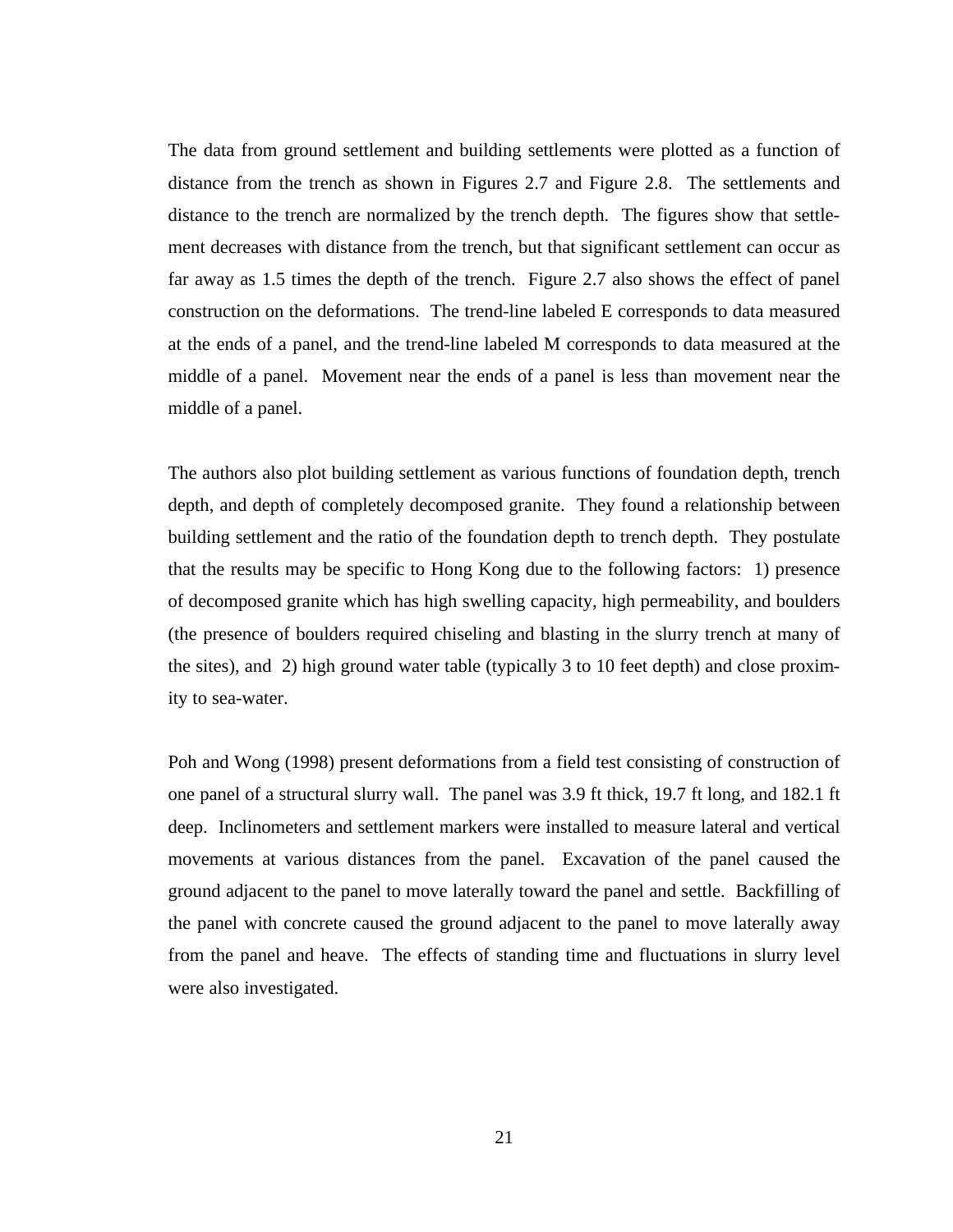The data from ground settlement and building settlements were plotted as a function of distance from the trench as shown in Figures 2.7 and Figure 2.8. The settlements and distance to the trench are normalized by the trench depth. The figures show that settlement decreases with distance from the trench, but that significant settlement can occur as far away as 1.5 times the depth of the trench. Figure 2.7 also shows the effect of panel construction on the deformations. The trend-line labeled E corresponds to data measured at the ends of a panel, and the trend-line labeled M corresponds to data measured at the middle of a panel. Movement near the ends of a panel is less than movement near the middle of a panel.

The authors also plot building settlement as various functions of foundation depth, trench depth, and depth of completely decomposed granite. They found a relationship between building settlement and the ratio of the foundation depth to trench depth. They postulate that the results may be specific to Hong Kong due to the following factors: 1) presence of decomposed granite which has high swelling capacity, high permeability, and boulders (the presence of boulders required chiseling and blasting in the slurry trench at many of the sites), and 2) high ground water table (typically 3 to 10 feet depth) and close proximity to sea-water.

Poh and Wong (1998) present deformations from a field test consisting of construction of one panel of a structural slurry wall. The panel was 3.9 ft thick, 19.7 ft long, and 182.1 ft deep. Inclinometers and settlement markers were installed to measure lateral and vertical movements at various distances from the panel. Excavation of the panel caused the ground adjacent to the panel to move laterally toward the panel and settle. Backfilling of the panel with concrete caused the ground adjacent to the panel to move laterally away from the panel and heave. The effects of standing time and fluctuations in slurry level were also investigated.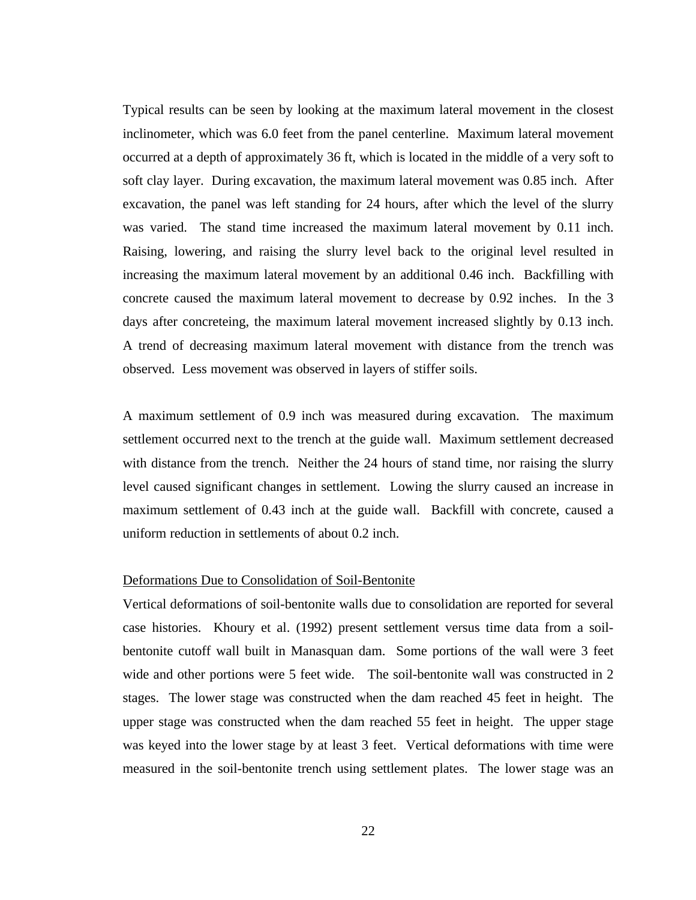Typical results can be seen by looking at the maximum lateral movement in the closest inclinometer, which was 6.0 feet from the panel centerline. Maximum lateral movement occurred at a depth of approximately 36 ft, which is located in the middle of a very soft to soft clay layer. During excavation, the maximum lateral movement was 0.85 inch. After excavation, the panel was left standing for 24 hours, after which the level of the slurry was varied. The stand time increased the maximum lateral movement by 0.11 inch. Raising, lowering, and raising the slurry level back to the original level resulted in increasing the maximum lateral movement by an additional 0.46 inch. Backfilling with concrete caused the maximum lateral movement to decrease by 0.92 inches. In the 3 days after concreteing, the maximum lateral movement increased slightly by 0.13 inch. A trend of decreasing maximum lateral movement with distance from the trench was observed. Less movement was observed in layers of stiffer soils.

A maximum settlement of 0.9 inch was measured during excavation. The maximum settlement occurred next to the trench at the guide wall. Maximum settlement decreased with distance from the trench. Neither the 24 hours of stand time, nor raising the slurry level caused significant changes in settlement. Lowing the slurry caused an increase in maximum settlement of 0.43 inch at the guide wall. Backfill with concrete, caused a uniform reduction in settlements of about 0.2 inch.

<u>Deformations Due to Consolidation of Soil-Bentonite</u>

Vertical deformations of soil-bentonite walls due to consolidation are reported for several case histories. Khoury et al. (1992) present settlement versus time data from a soil-bentonite cutoff wall built in Manasquan dam. Some portions of the wall were 3 feet wide and other portions were 5 feet wide. The soil-bentonite wall was constructed in 2 stages. The lower stage was constructed when the dam reached 45 feet in height. The upper stage was constructed when the dam reached 55 feet in height. The upper stage was keyed into the lower stage by at least 3 feet. Vertical deformations with time were measured in the soil-bentonite trench using settlement plates. The lower stage was an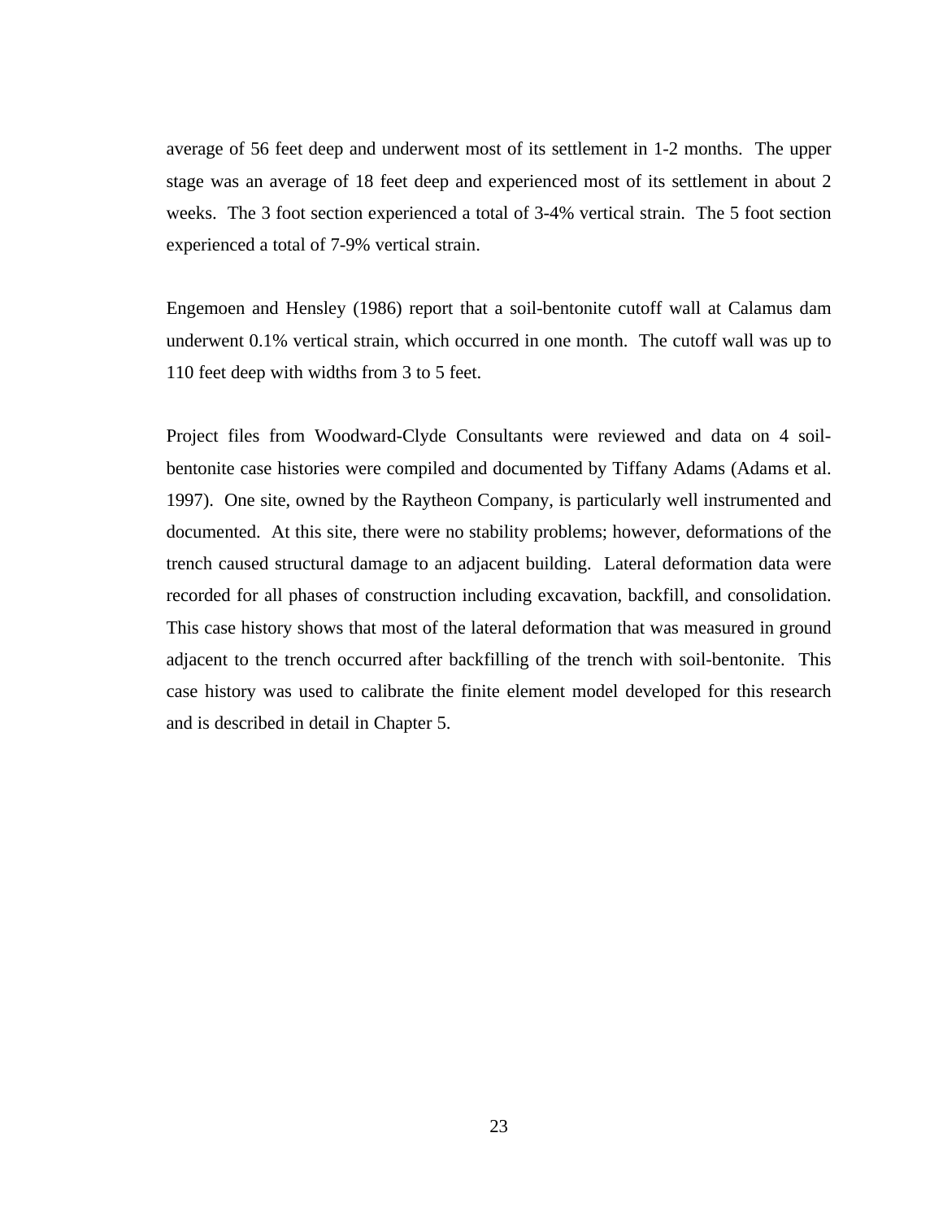average of 56 feet deep and underwent most of its settlement in 1-2 months. The upper stage was an average of 18 feet deep and experienced most of its settlement in about 2 weeks. The 3 foot section experienced a total of 3-4% vertical strain. The 5 foot section experienced a total of 7-9% vertical strain.

Engemoen and Hensley (1986) report that a soil-bentonite cutoff wall at Calamus dam underwent 0.1% vertical strain, which occurred in one month. The cutoff wall was up to 110 feet deep with widths from 3 to 5 feet.

Project files from Woodward-Clyde Consultants were reviewed and data on 4 soil-bentonite case histories were compiled and documented by Tiffany Adams (Adams et al. 1997). One site, owned by the Raytheon Company, is particularly well instrumented and documented. At this site, there were no stability problems; however, deformations of the trench caused structural damage to an adjacent building. Lateral deformation data were recorded for all phases of construction including excavation, backfill, and consolidation. This case history shows that most of the lateral deformation that was measured in ground adjacent to the trench occurred after backfilling of the trench with soil-bentonite. This case history was used to calibrate the finite element model developed for this research and is described in detail in Chapter 5.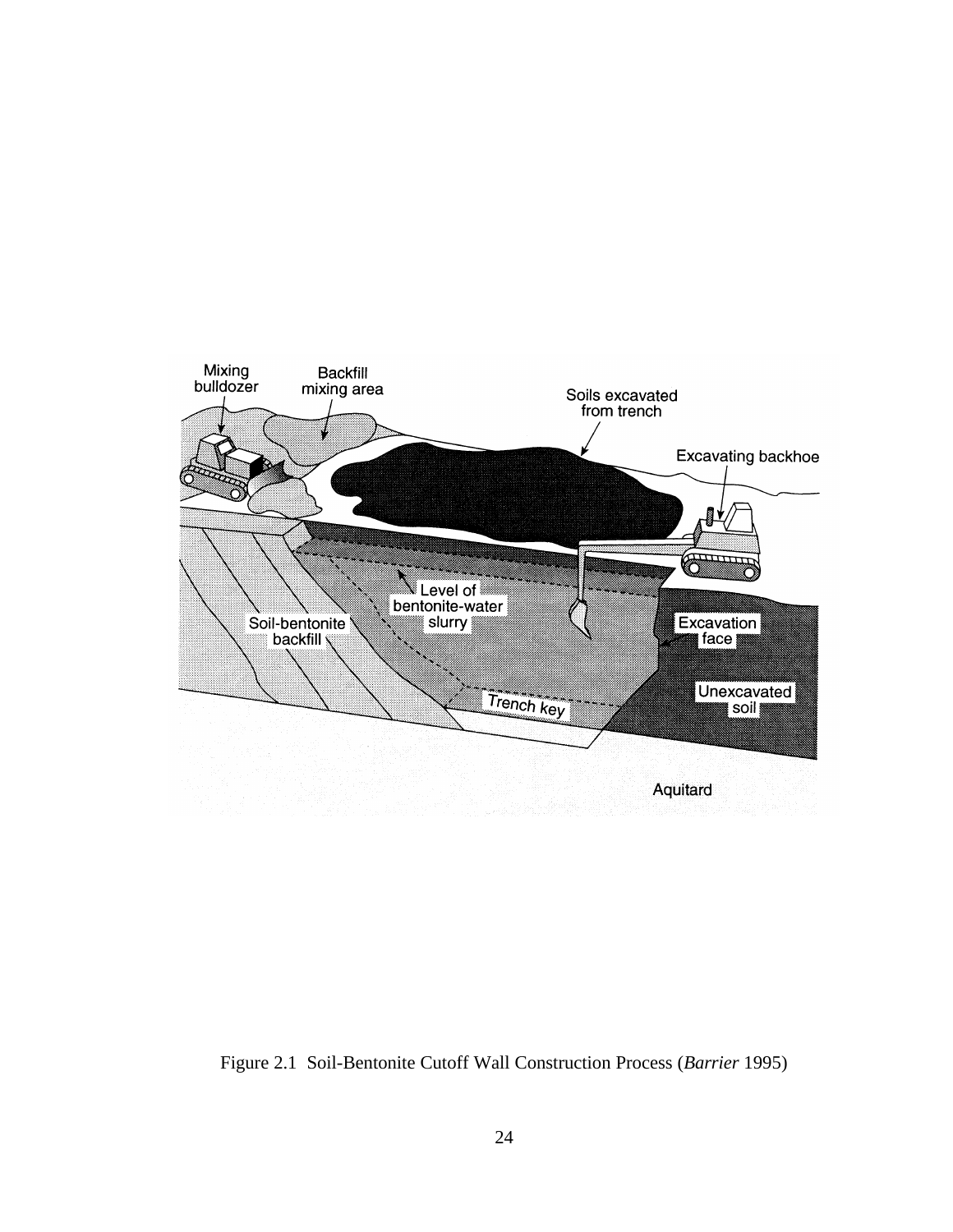Figure 2.1 Soil-Bentonite Cutoff Wall Construction Process (*Barrier* 1995)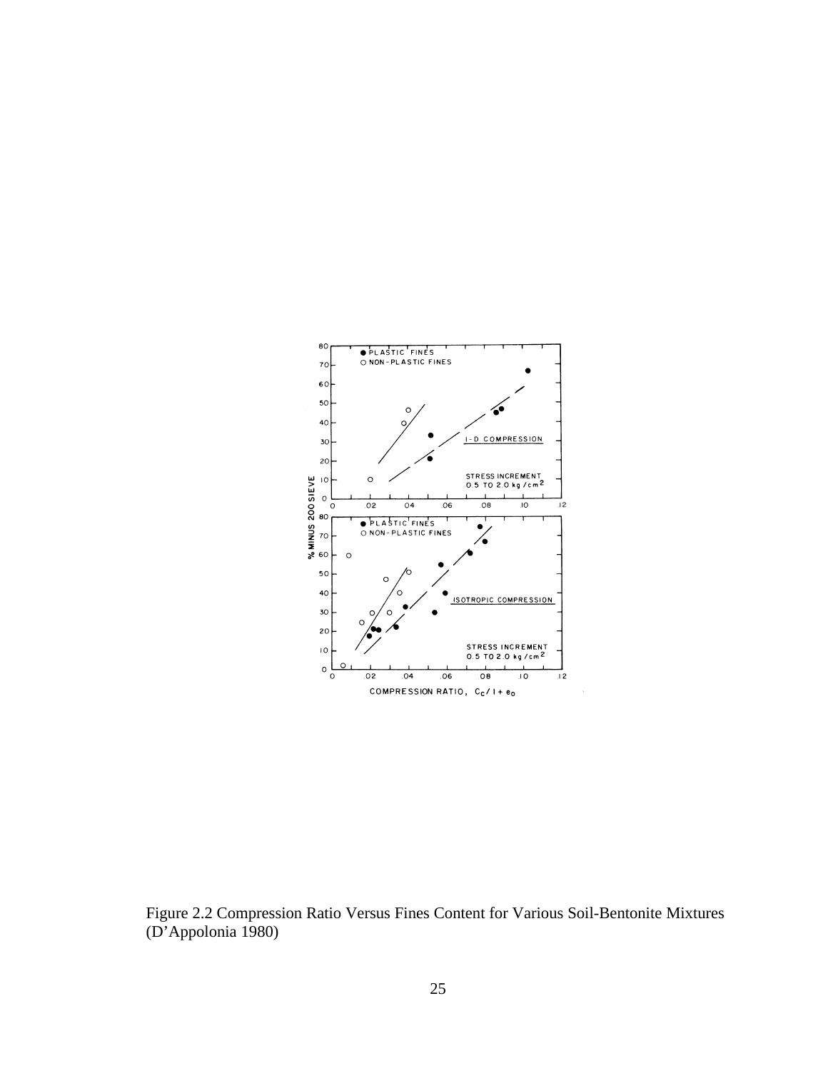Figure 2.2 Compression Ratio Versus Fines Content for Various Soil-Bentonite Mixtures (D'Appolonia 1980)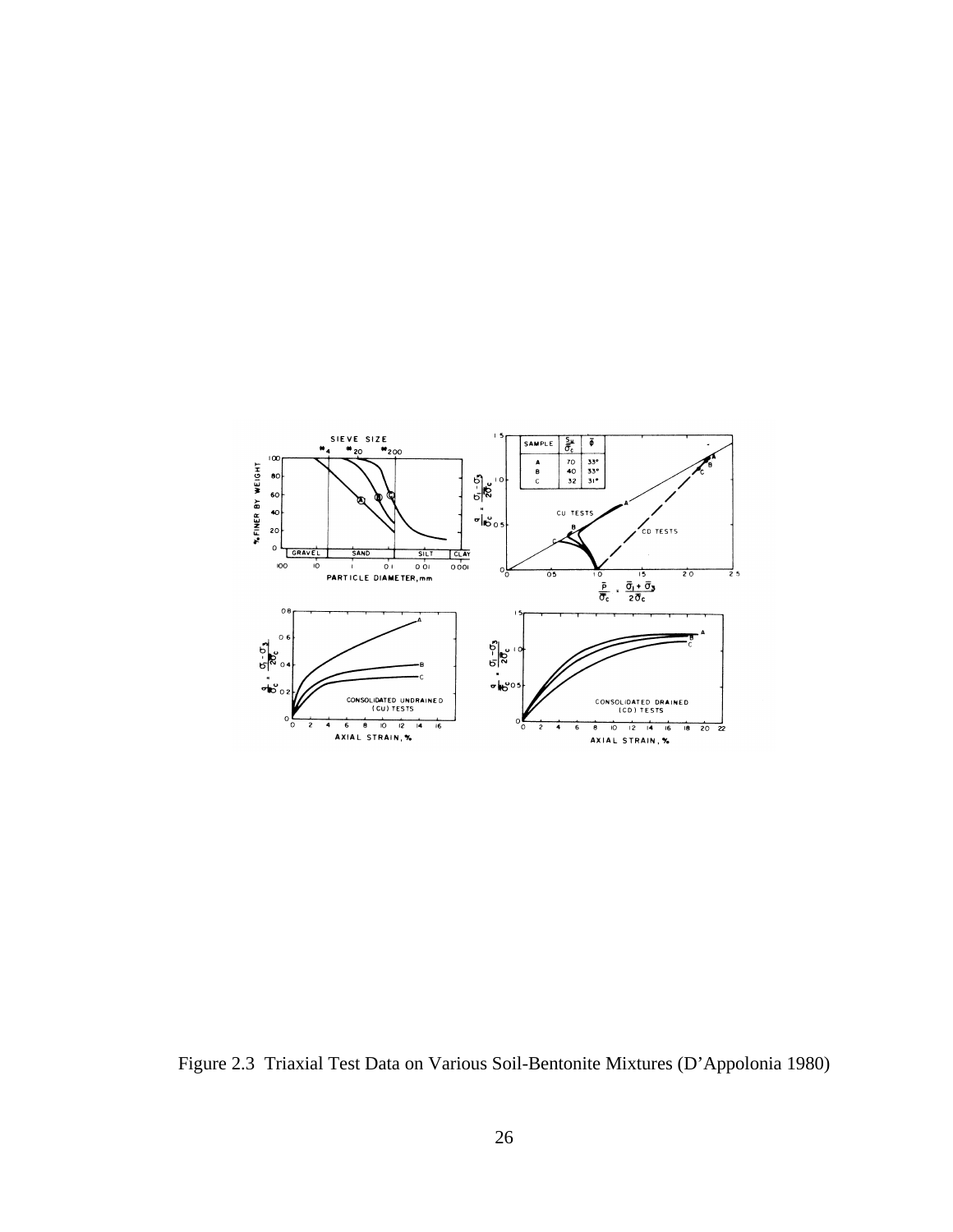Figure 2.3 Triaxial Test Data on Various Soil-Bentonite Mixtures (D'Appolonia 1980)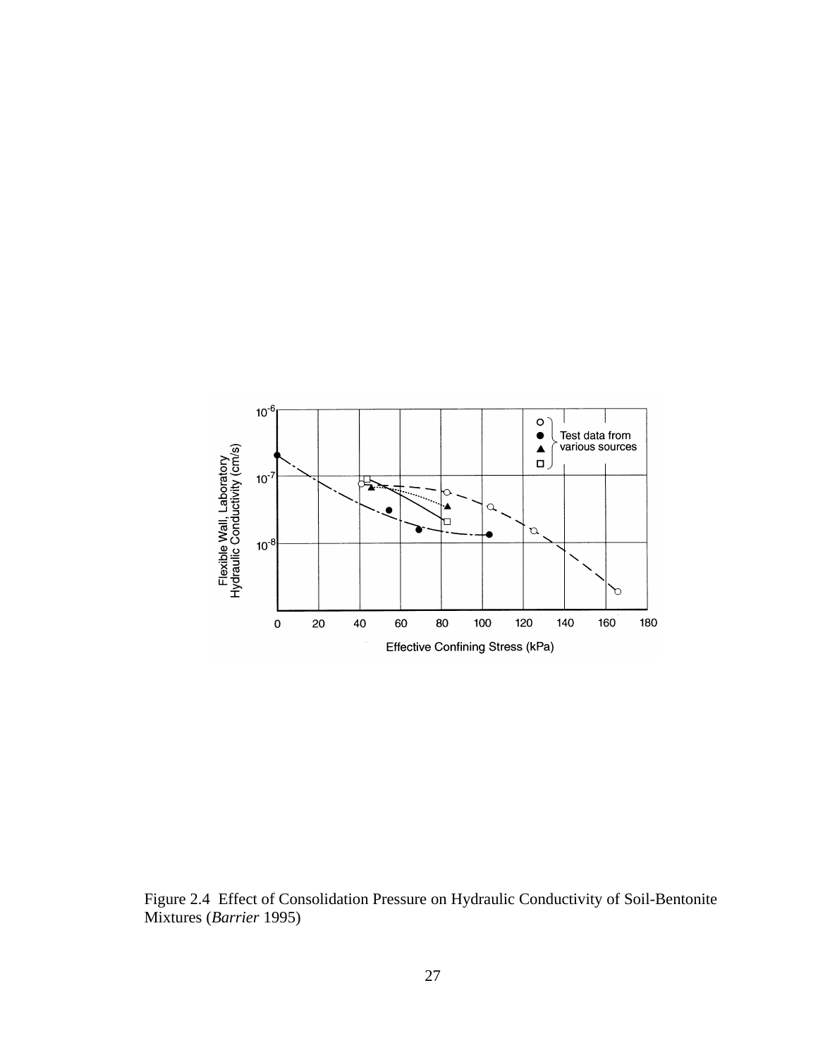Figure 2.4 Effect of Consolidation Pressure on Hydraulic Conductivity of Soil-Bentonite Mixtures (*Barrier* 1995)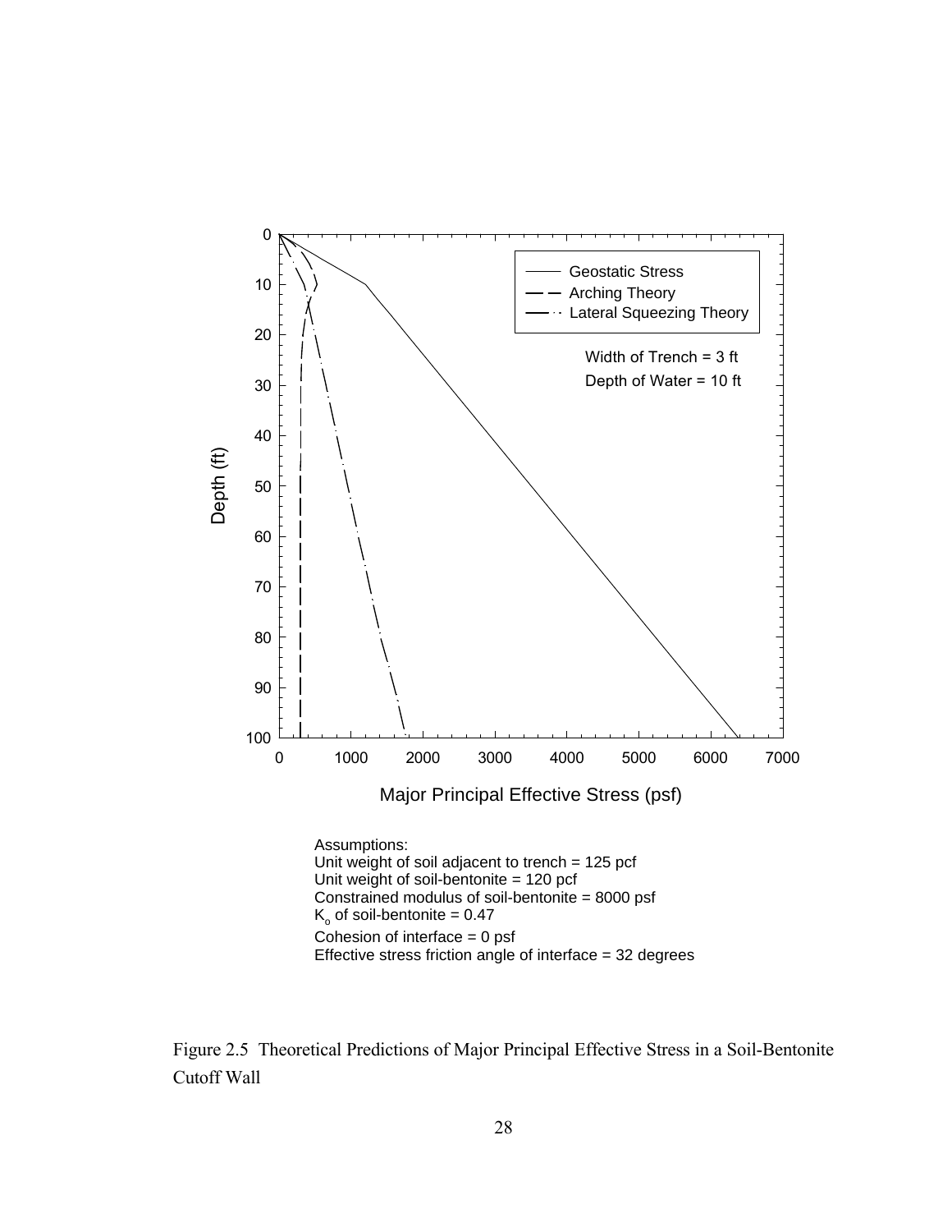Assumptions:
Unit weight of soil adjacent to trench = 125 pcf
Unit weight of soil-bentonite = 120 pcf
Constrained modulus of soil-bentonite = 8000 psf
$K_o$ of soil-bentonite = 0.47
Cohesion of interface = 0 psf
Effective stress friction angle of interface = 32 degrees

Figure 2.5 Theoretical Predictions of Major Principal Effective Stress in a Soil-Bentonite Cutoff Wall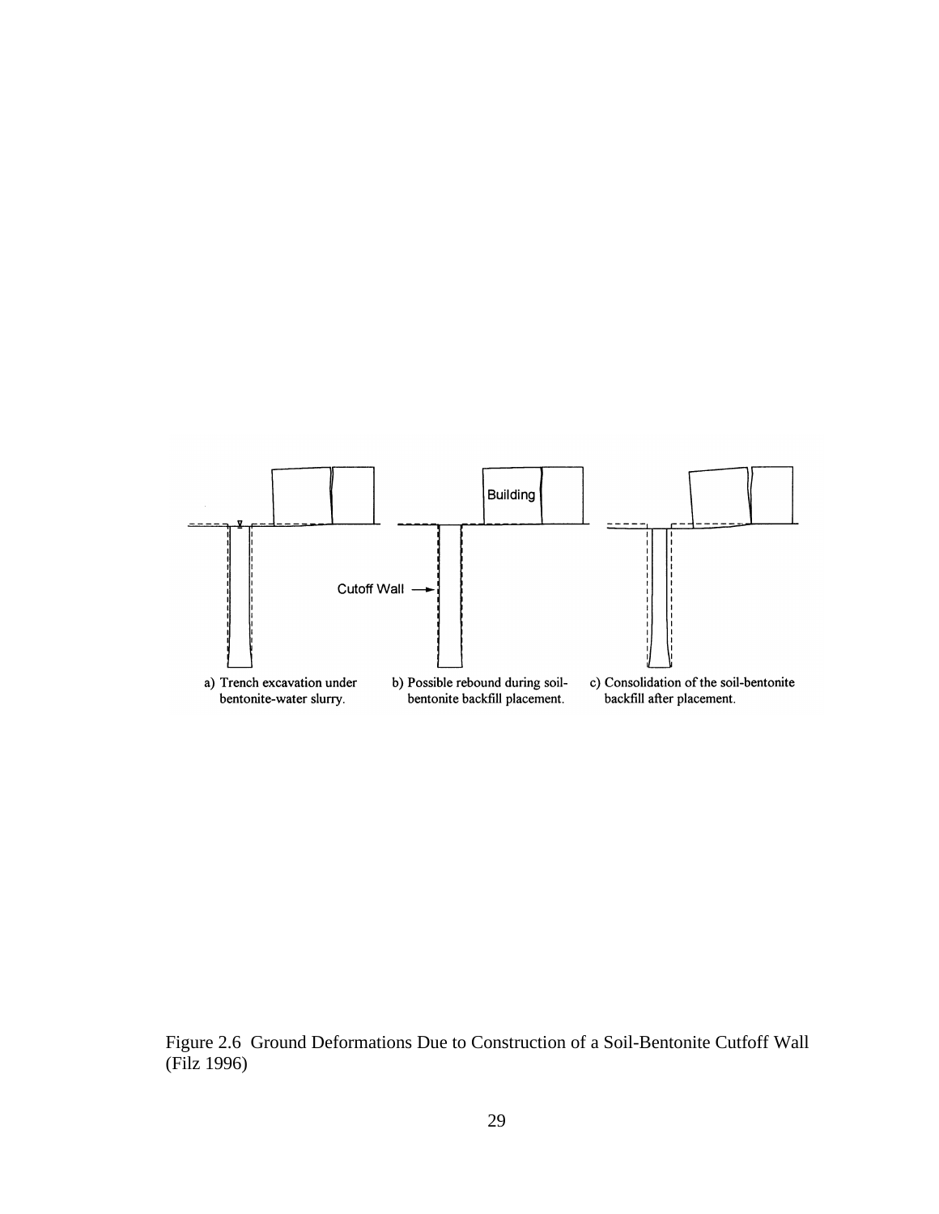a) Trench excavation under bentonite-water slurry.

b) Possible rebound during soil-bentonite backfill placement.

c) Consolidation of the soil-bentonite backfill after placement.

Figure 2.6 Ground Deformations Due to Construction of a Soil-Bentonite Cutoff Wall (Filz 1996)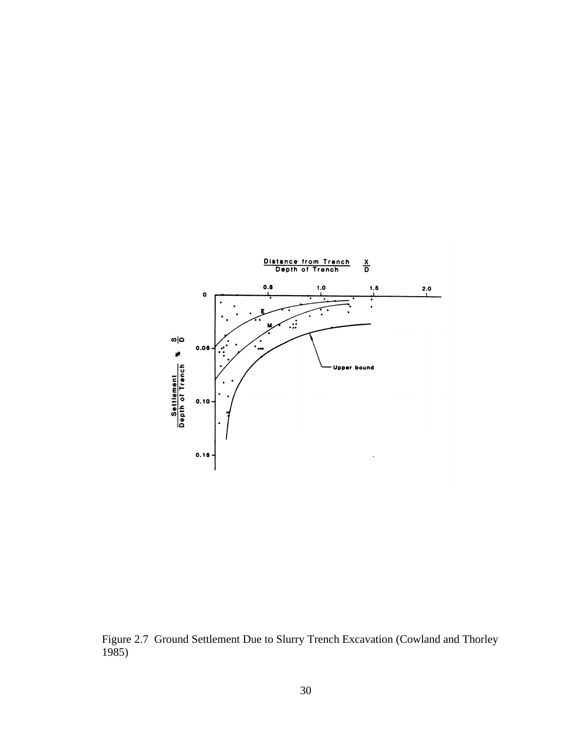Figure 2.7 Ground Settlement Due to Slurry Trench Excavation (Cowland and Thorley 1985)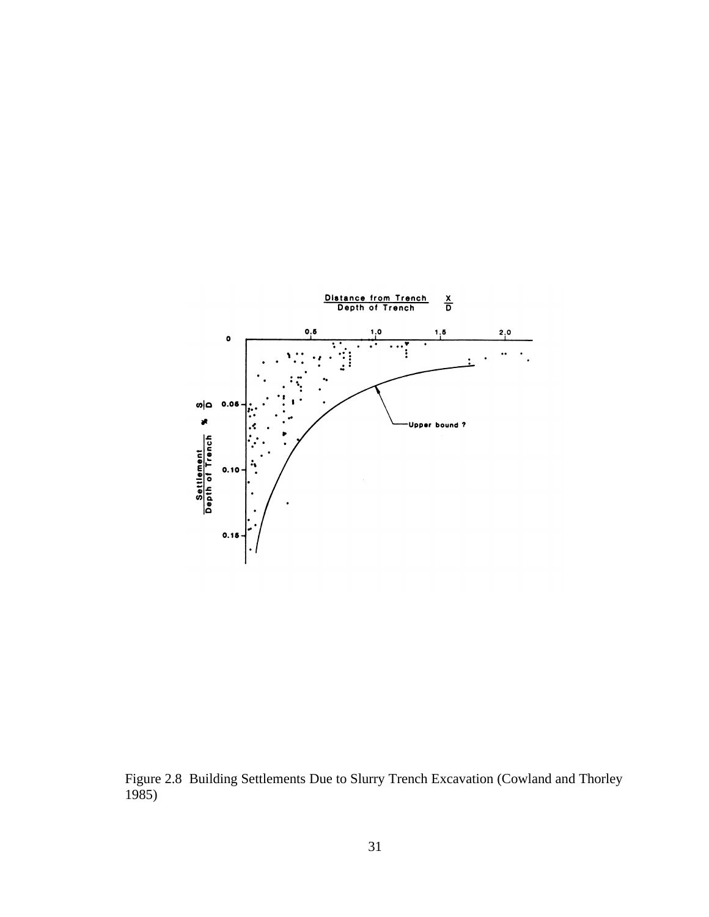Distance from Trench / Depth of Trench   X/D

0.5   1.0   1.5   2.0

0   0.05   0.10   0.15

Settlement / Depth of Trench   % S/D

Upper bound ?

Figure 2.8 Building Settlements Due to Slurry Trench Excavation (Cowland and Thorley 1985)